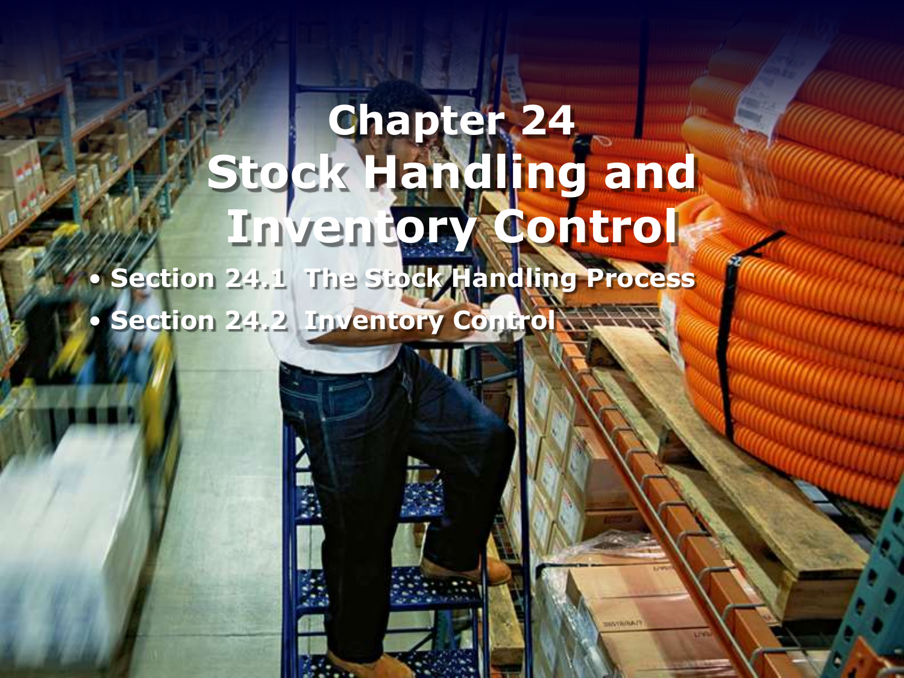# Chapter 24
# Stock Handling and Inventory Control

- Section 24.1 The Stock Handling Process
- Section 24.2 Inventory Control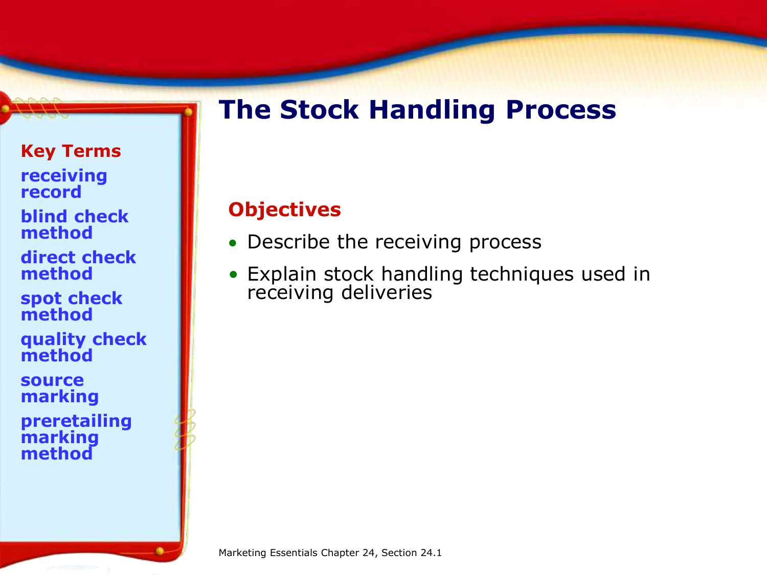# The Stock Handling Process

**Key Terms**

- receiving record
- blind check method
- direct check method
- spot check method
- quality check method
- source marking
- preretailing marking method

## Objectives

- Describe the receiving process
- Explain stock handling techniques used in receiving deliveries

Marketing Essentials Chapter 24, Section 24.1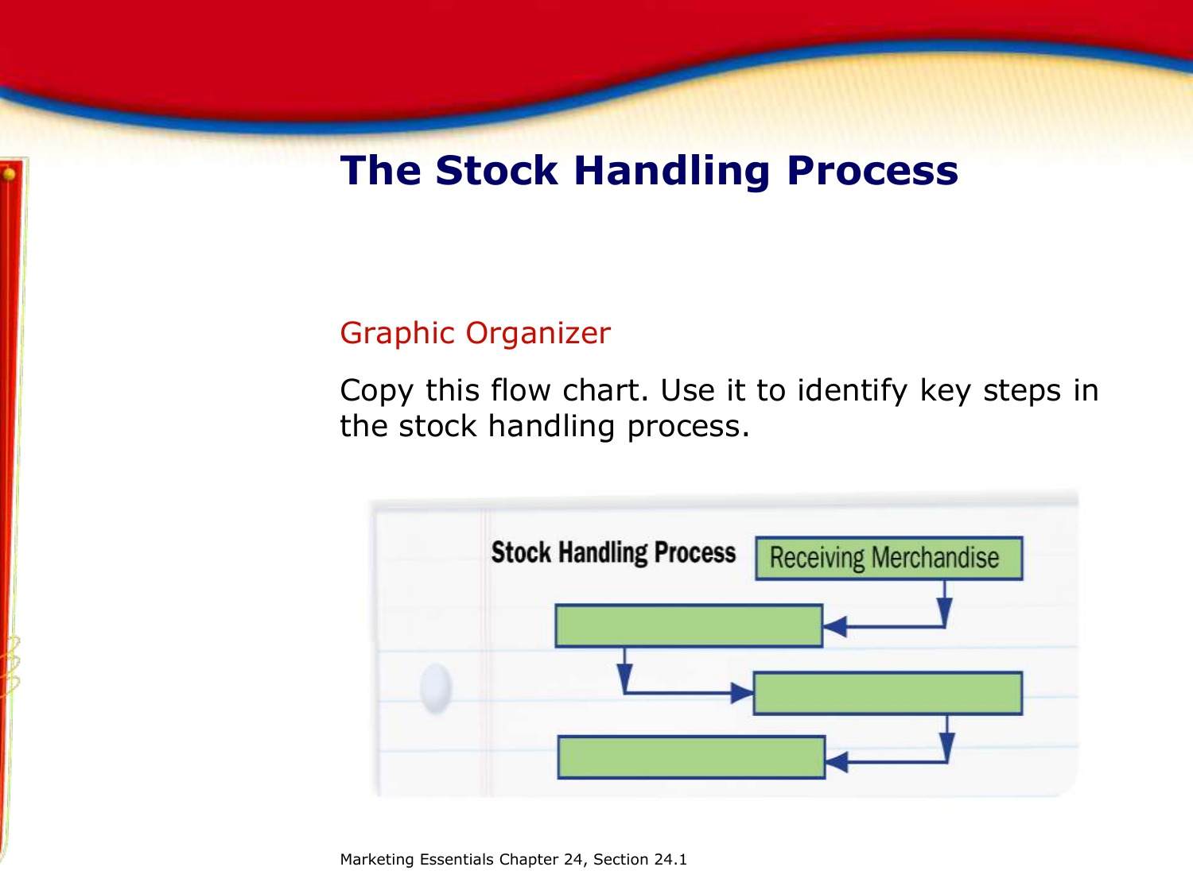# The Stock Handling Process

Graphic Organizer

Copy this flow chart. Use it to identify key steps in the stock handling process.

**Stock Handling Process**

Receiving Merchandise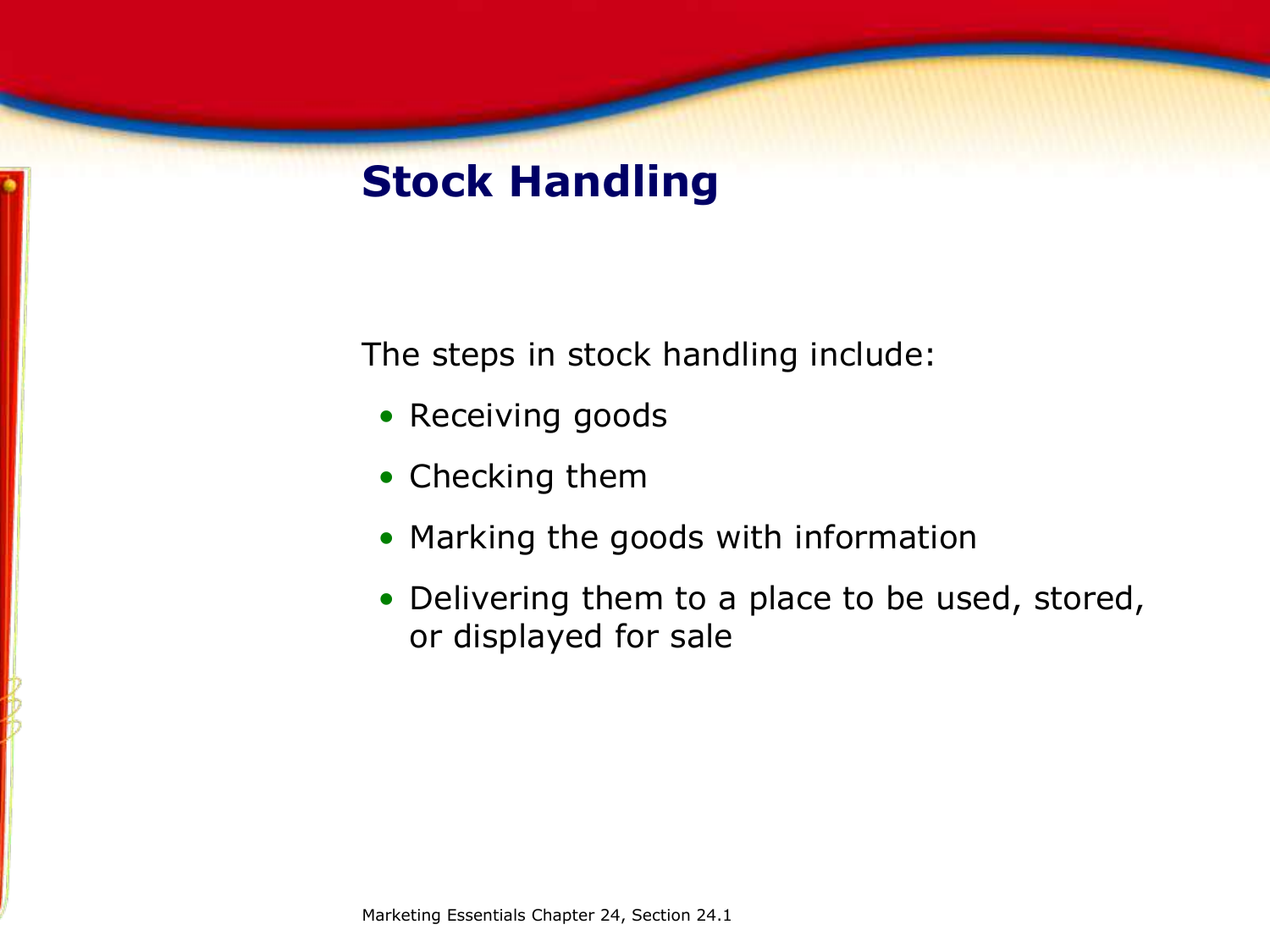# Stock Handling

The steps in stock handling include:

- Receiving goods
- Checking them
- Marking the goods with information
- Delivering them to a place to be used, stored, or displayed for sale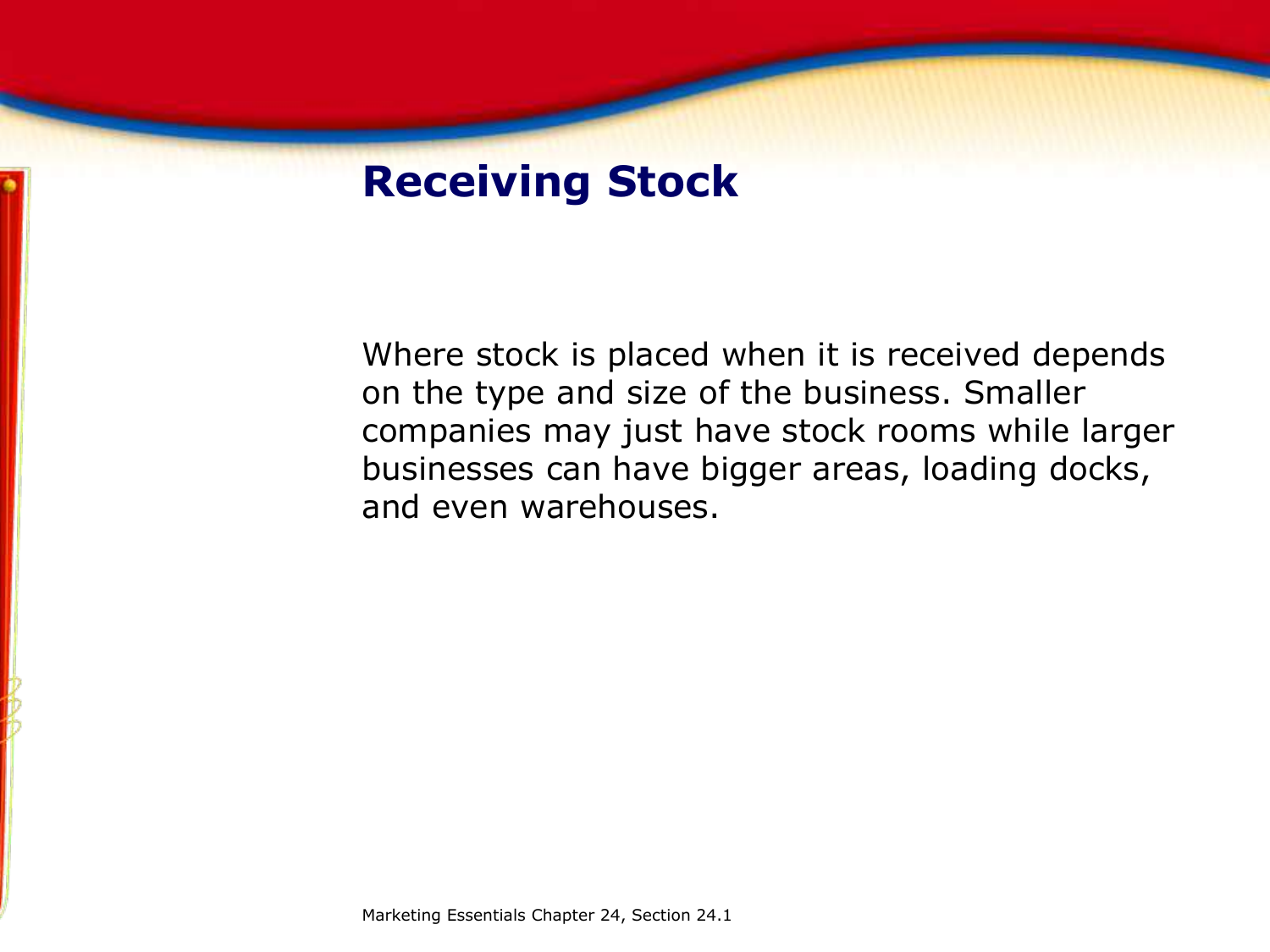# Receiving Stock

Where stock is placed when it is received depends on the type and size of the business. Smaller companies may just have stock rooms while larger businesses can have bigger areas, loading docks, and even warehouses.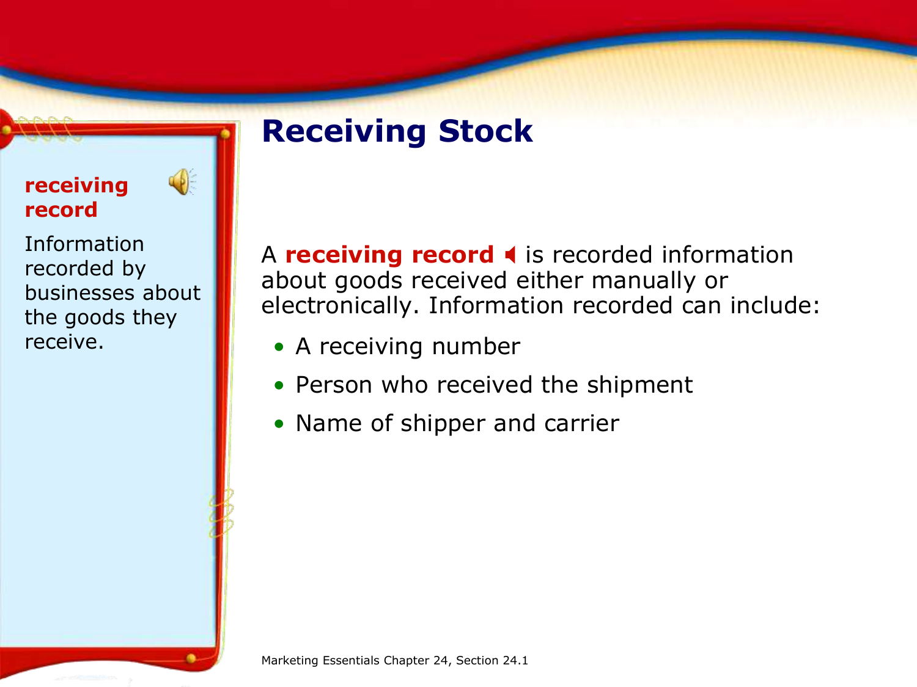# Receiving Stock

**receiving record**

Information recorded by businesses about the goods they receive.

A **receiving record** is recorded information about goods received either manually or electronically. Information recorded can include:

- A receiving number
- Person who received the shipment
- Name of shipper and carrier

Marketing Essentials Chapter 24, Section 24.1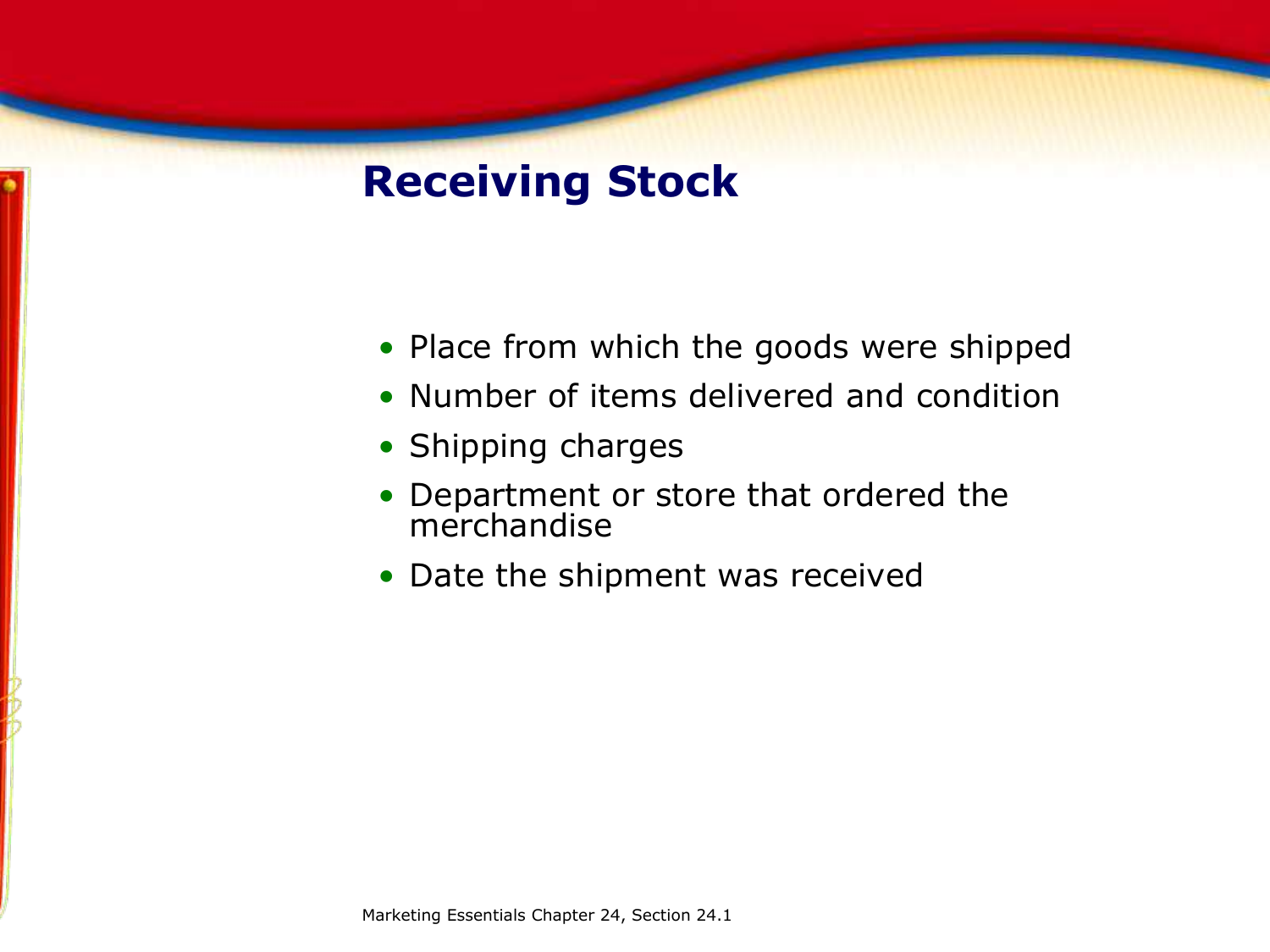# Receiving Stock

- Place from which the goods were shipped
- Number of items delivered and condition
- Shipping charges
- Department or store that ordered the merchandise
- Date the shipment was received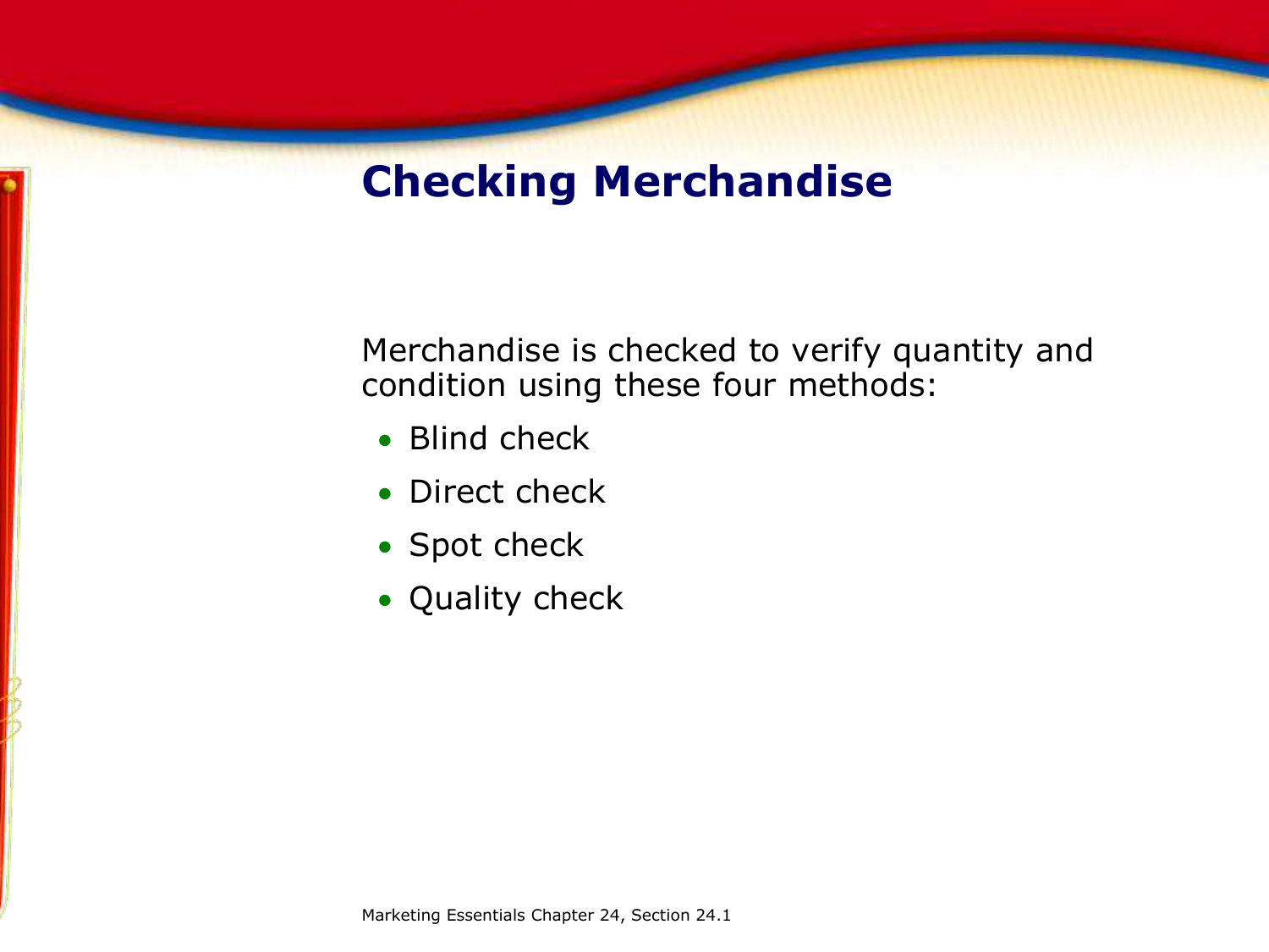# Checking Merchandise

Merchandise is checked to verify quantity and condition using these four methods:

- Blind check
- Direct check
- Spot check
- Quality check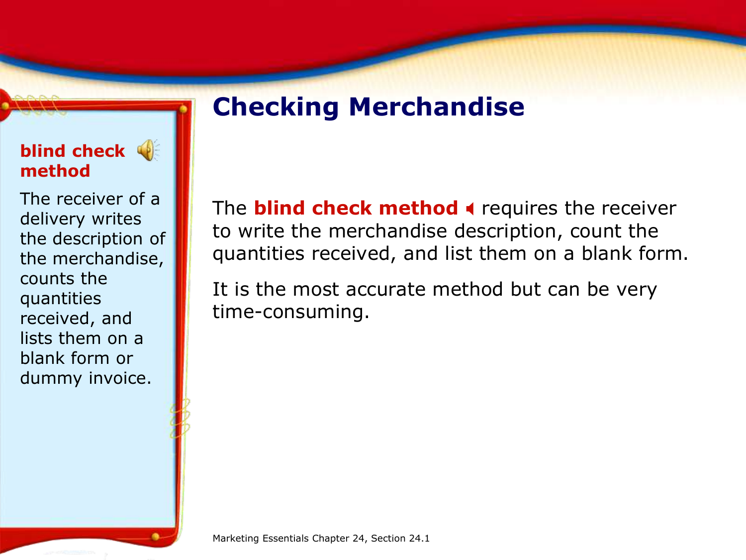## Checking Merchandise

**blind check method**

The receiver of a delivery writes the description of the merchandise, counts the quantities received, and lists them on a blank form or dummy invoice.

The **blind check method** requires the receiver to write the merchandise description, count the quantities received, and list them on a blank form.

It is the most accurate method but can be very time-consuming.

Marketing Essentials Chapter 24, Section 24.1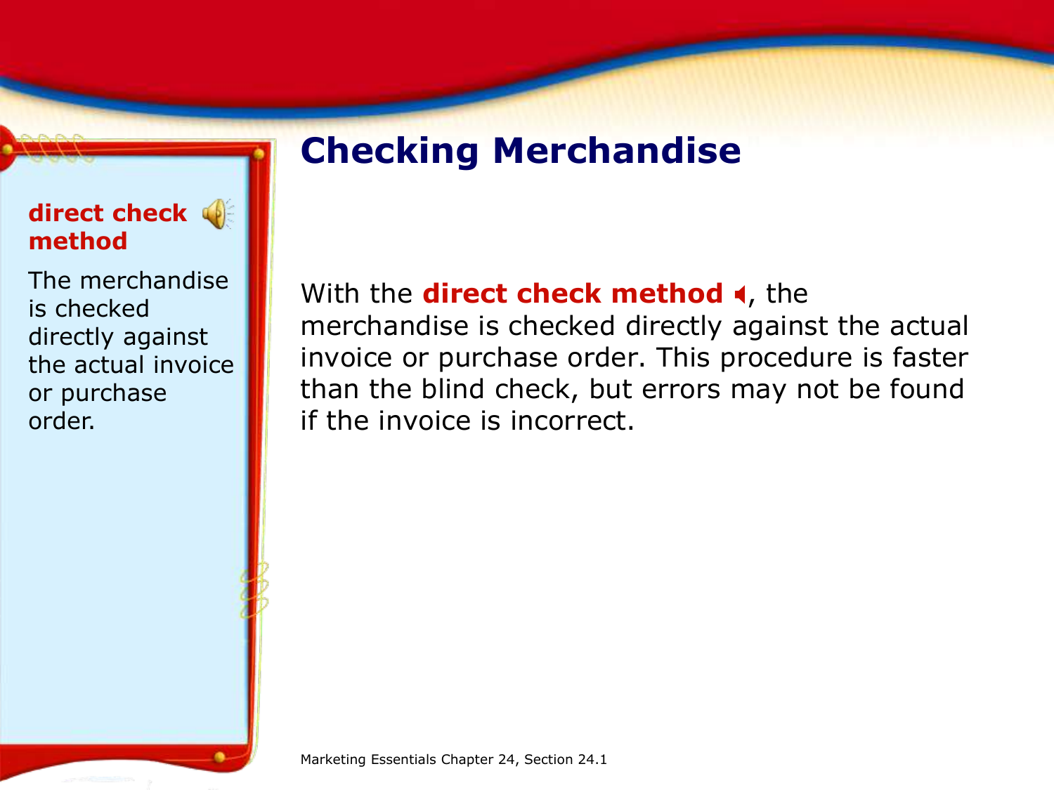# Checking Merchandise

**direct check method**

The merchandise is checked directly against the actual invoice or purchase order.

With the **direct check method**, the merchandise is checked directly against the actual invoice or purchase order. This procedure is faster than the blind check, but errors may not be found if the invoice is incorrect.

Marketing Essentials Chapter 24, Section 24.1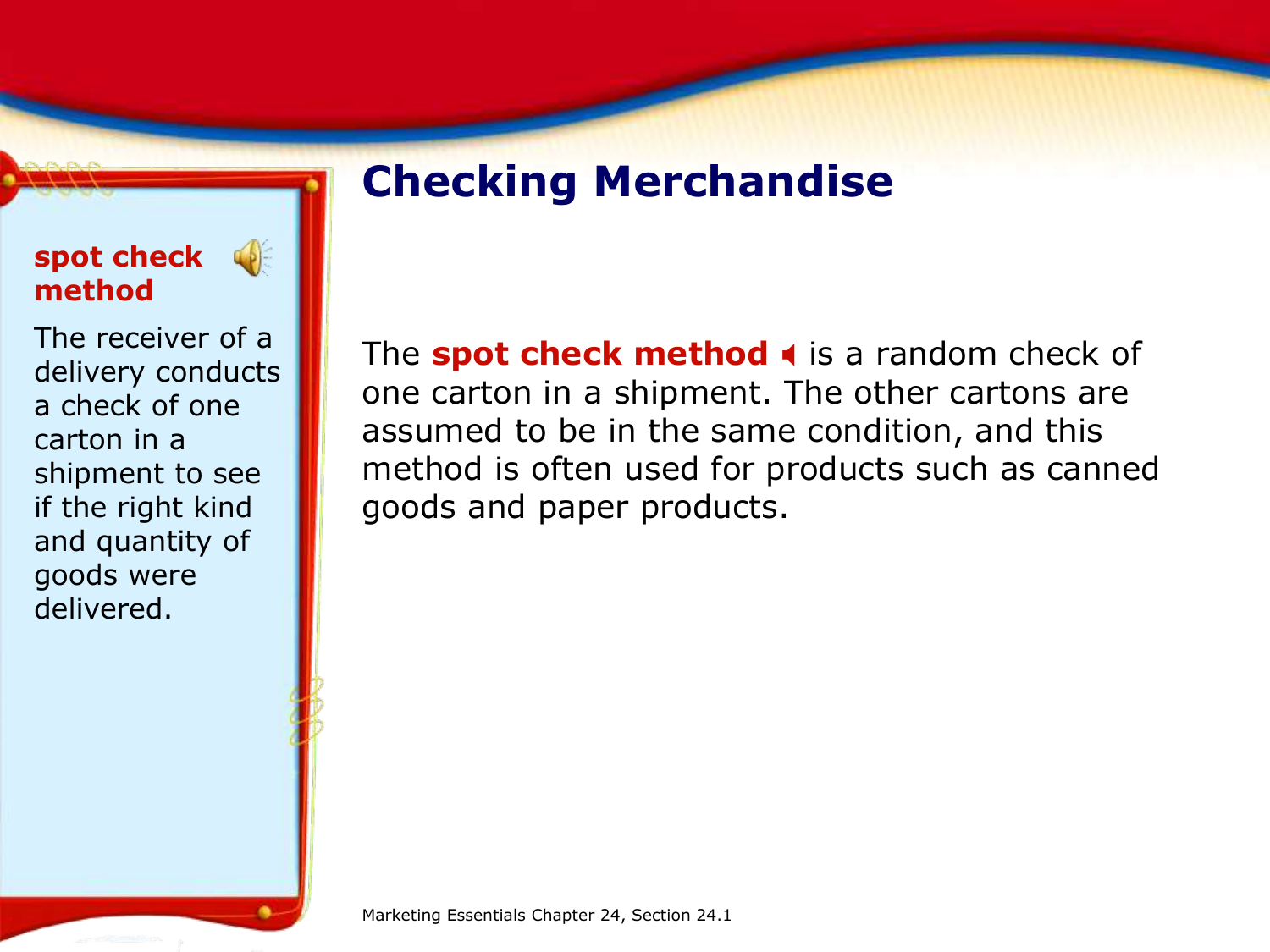# Checking Merchandise

**spot check method**

The receiver of a delivery conducts a check of one carton in a shipment to see if the right kind and quantity of goods were delivered.

The **spot check method** is a random check of one carton in a shipment. The other cartons are assumed to be in the same condition, and this method is often used for products such as canned goods and paper products.

Marketing Essentials Chapter 24, Section 24.1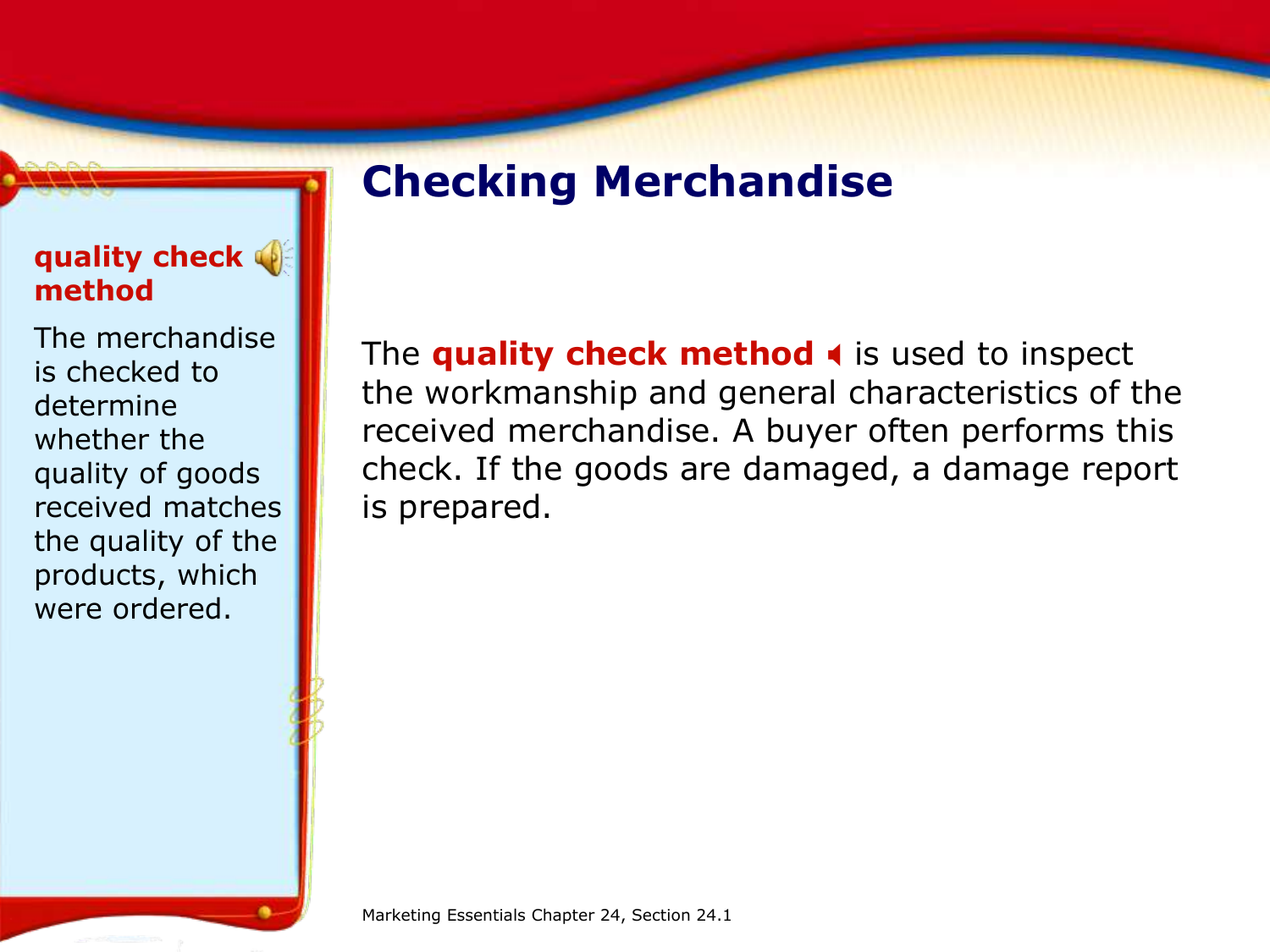## Checking Merchandise

**quality check method**

The merchandise is checked to determine whether the quality of goods received matches the quality of the products, which were ordered.

The **quality check method** is used to inspect the workmanship and general characteristics of the received merchandise. A buyer often performs this check. If the goods are damaged, a damage report is prepared.

Marketing Essentials Chapter 24, Section 24.1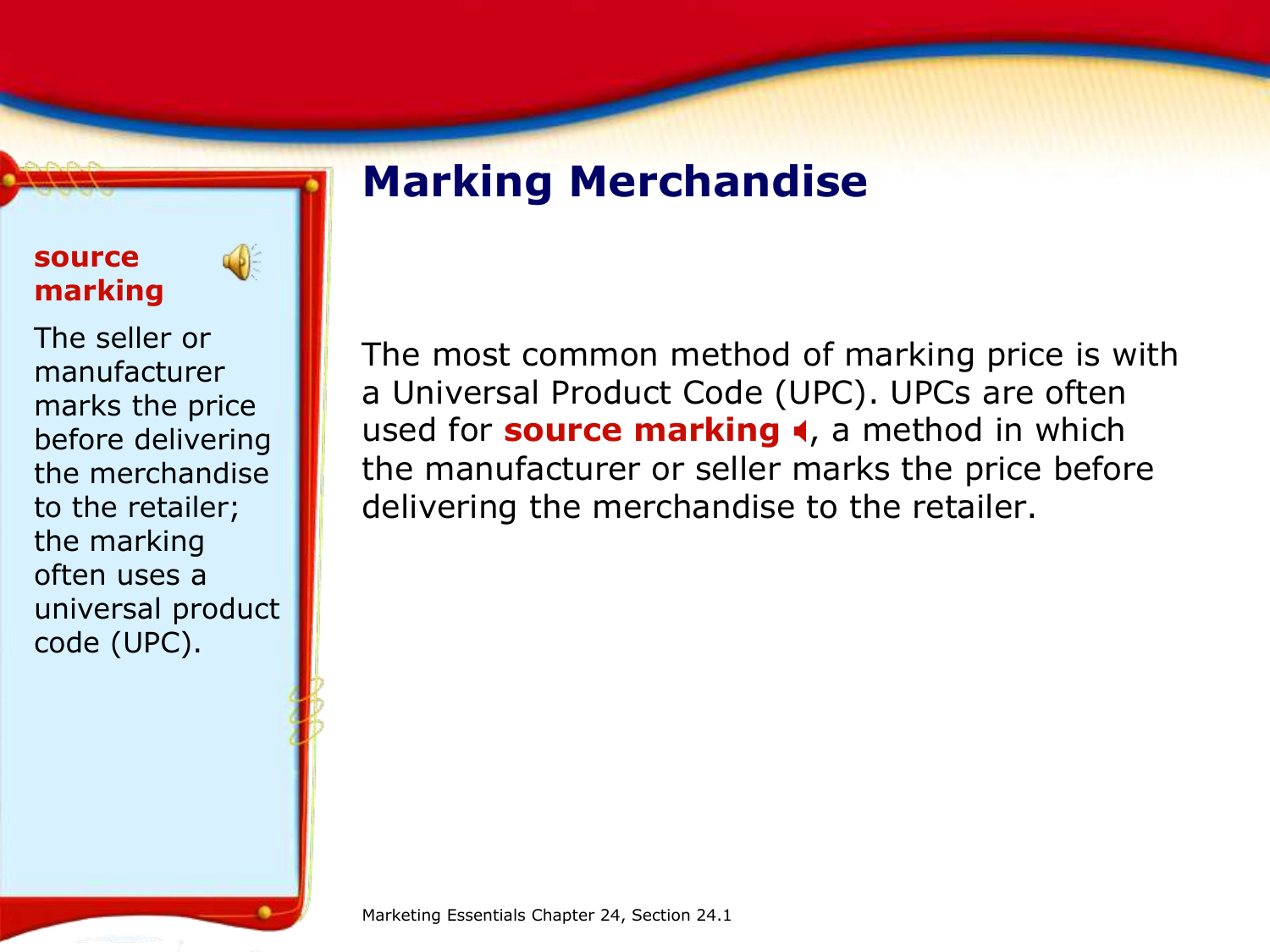# Marking Merchandise

**source marking**

The seller or manufacturer marks the price before delivering the merchandise to the retailer; the marking often uses a universal product code (UPC).

The most common method of marking price is with a Universal Product Code (UPC). UPCs are often used for **source marking**, a method in which the manufacturer or seller marks the price before delivering the merchandise to the retailer.

Marketing Essentials Chapter 24, Section 24.1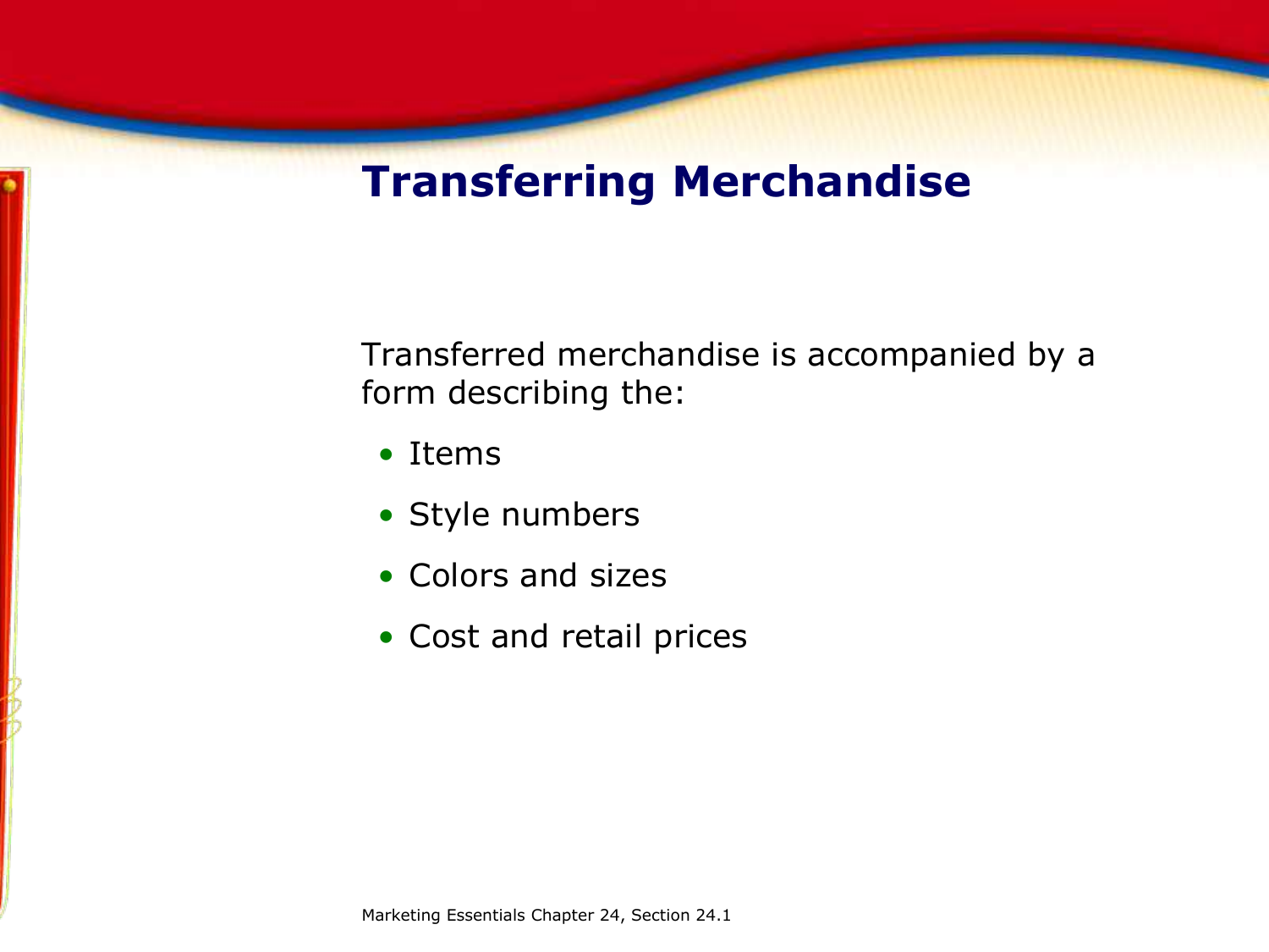# Transferring Merchandise

Transferred merchandise is accompanied by a form describing the:

- Items
- Style numbers
- Colors and sizes
- Cost and retail prices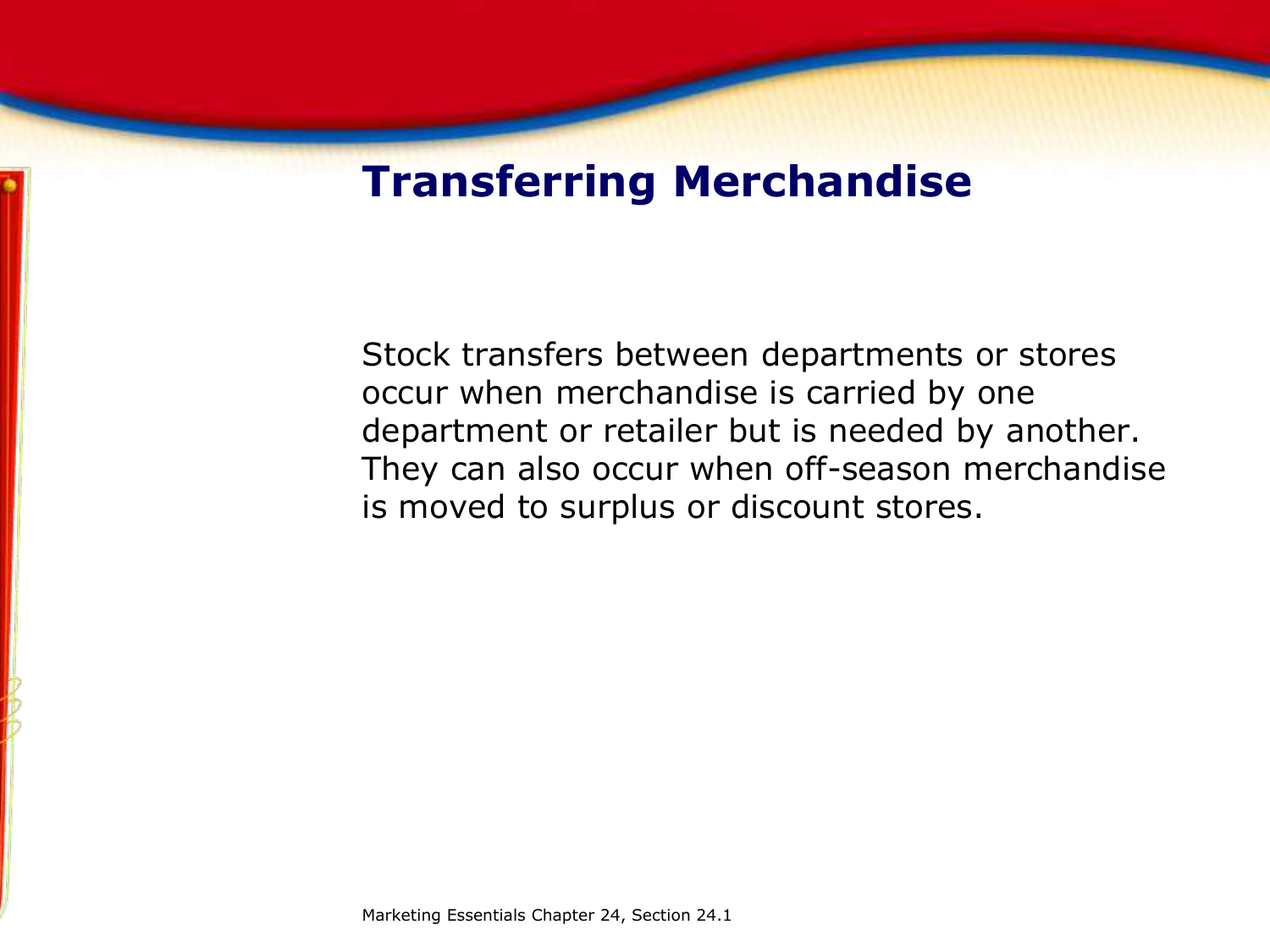# Transferring Merchandise

Stock transfers between departments or stores occur when merchandise is carried by one department or retailer but is needed by another. They can also occur when off-season merchandise is moved to surplus or discount stores.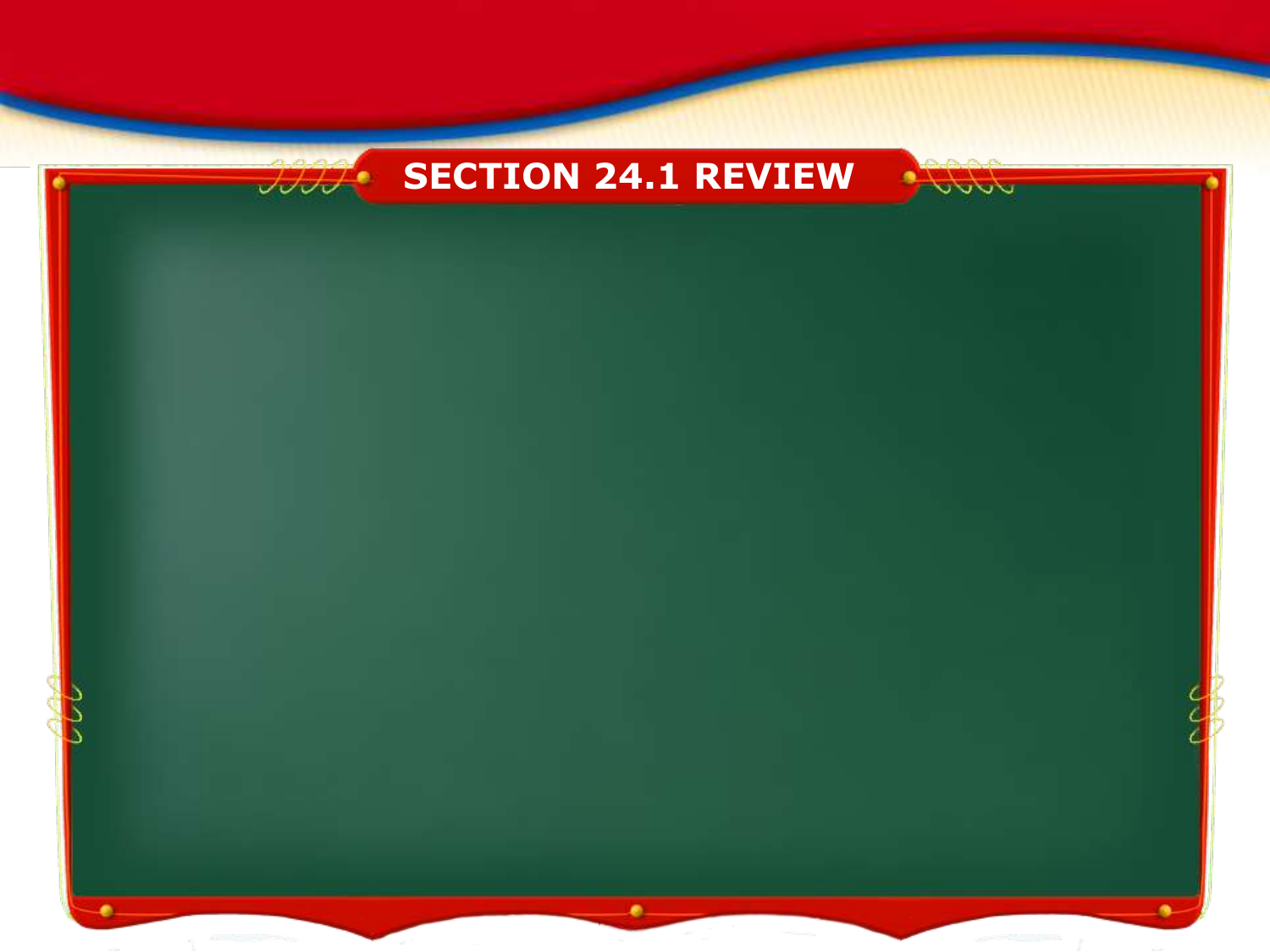# SECTION 24.1 REVIEW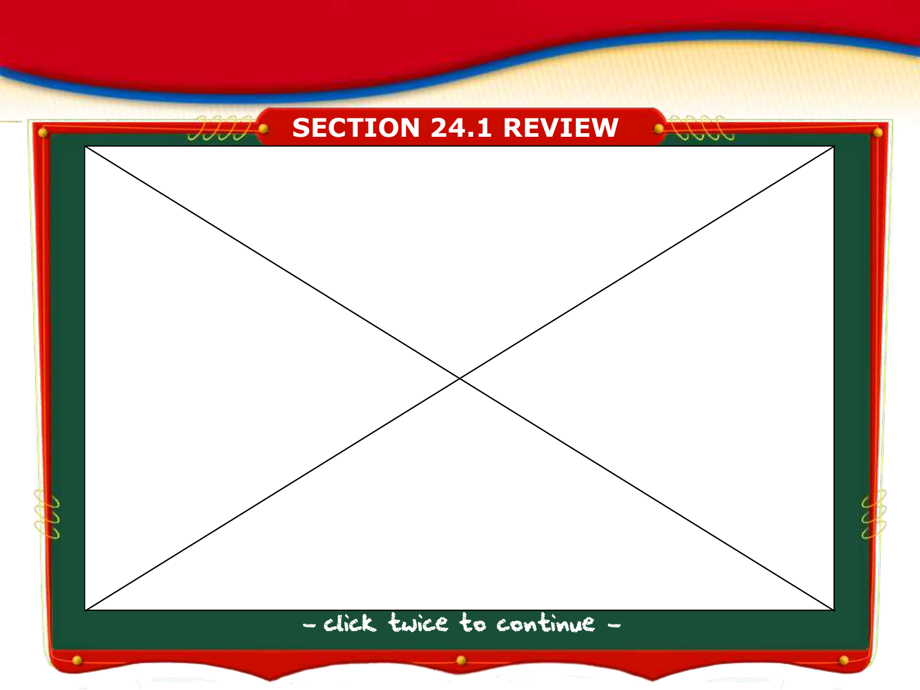# SECTION 24.1 REVIEW

- click twice to continue -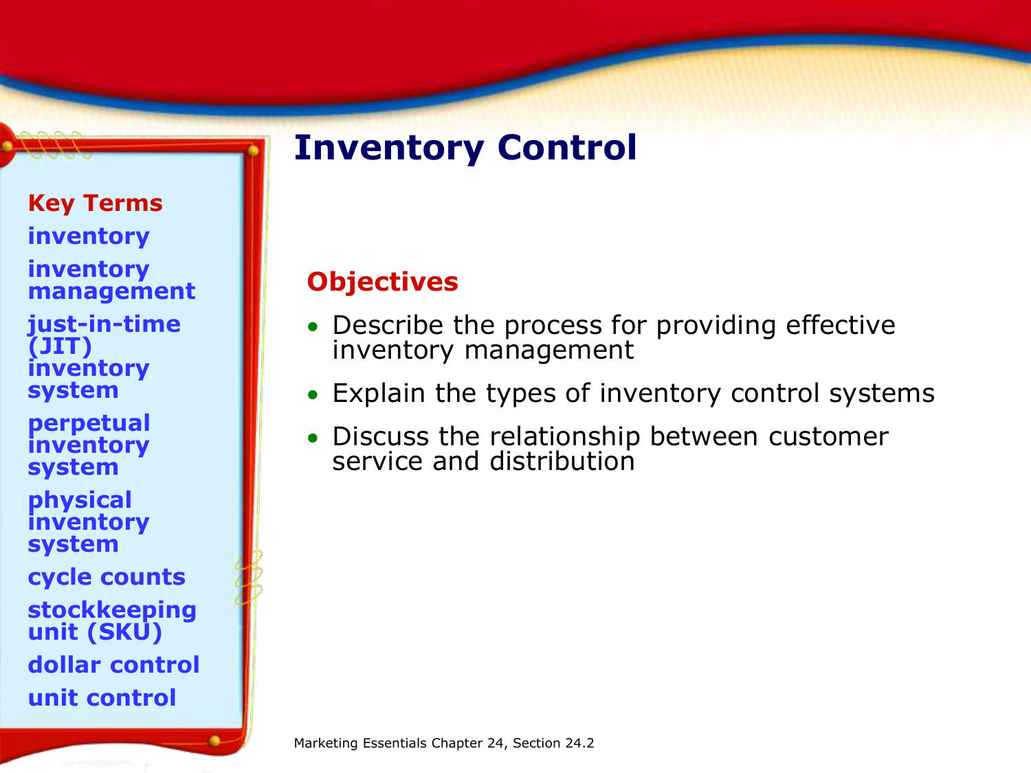# Inventory Control

**Key Terms**

- inventory
- inventory management
- just-in-time (JIT) inventory system
- perpetual inventory system
- physical inventory system
- cycle counts
- stockkeeping unit (SKU)
- dollar control
- unit control

## Objectives

- Describe the process for providing effective inventory management
- Explain the types of inventory control systems
- Discuss the relationship between customer service and distribution

Marketing Essentials Chapter 24, Section 24.2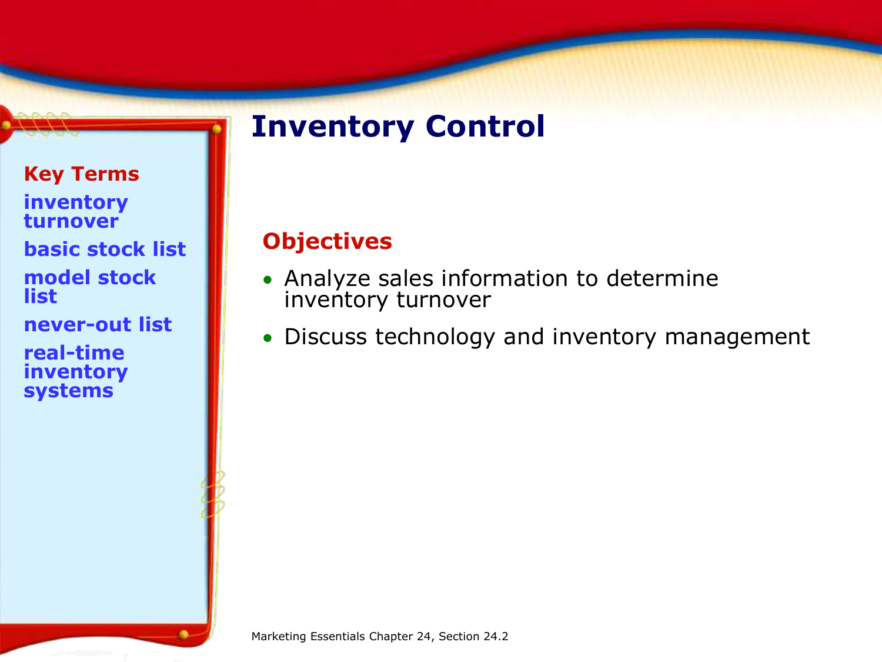# Inventory Control

**Key Terms**

**inventory turnover**

**basic stock list**

**model stock list**

**never-out list**

**real-time inventory systems**

## Objectives

- Analyze sales information to determine inventory turnover
- Discuss technology and inventory management

Marketing Essentials Chapter 24, Section 24.2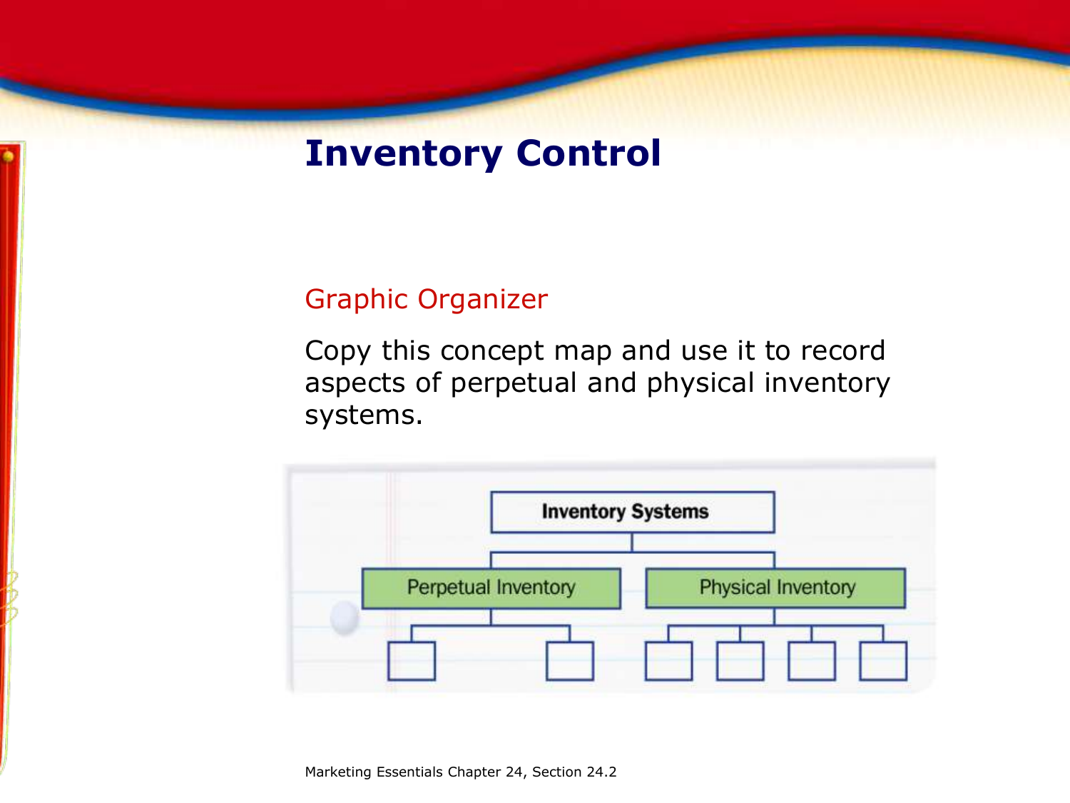# Inventory Control

## Graphic Organizer

Copy this concept map and use it to record aspects of perpetual and physical inventory systems.

- **Inventory Systems**
  - Perpetual Inventory
  - Physical Inventory

Marketing Essentials Chapter 24, Section 24.2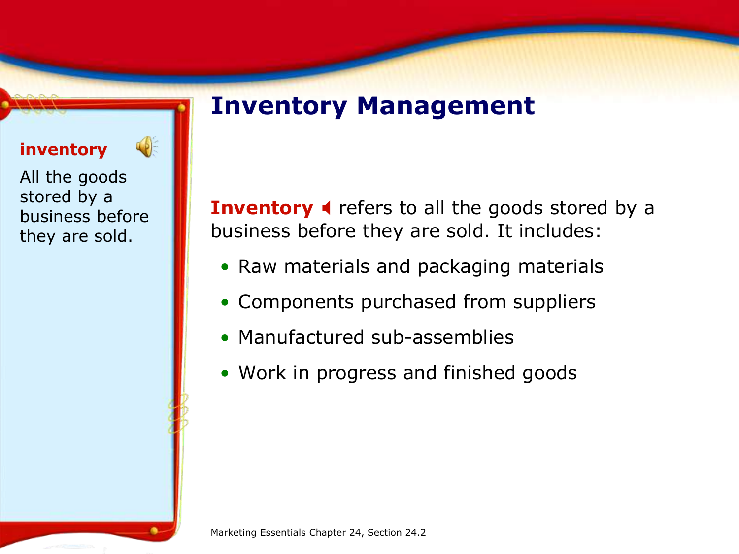# Inventory Management

**inventory**

All the goods stored by a business before they are sold.

**Inventory** refers to all the goods stored by a business before they are sold. It includes:

- Raw materials and packaging materials
- Components purchased from suppliers
- Manufactured sub-assemblies
- Work in progress and finished goods

Marketing Essentials Chapter 24, Section 24.2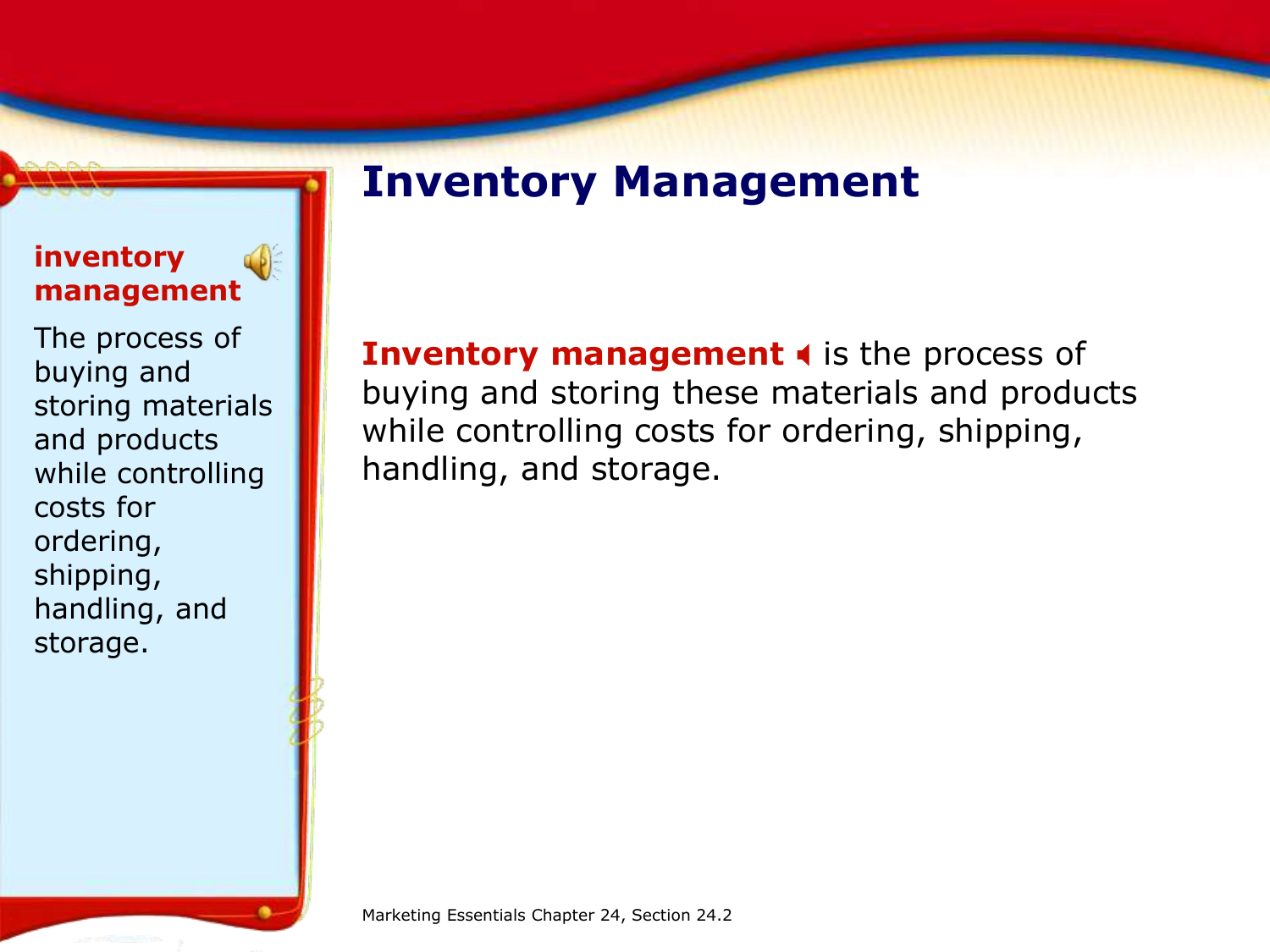**inventory management**

The process of buying and storing materials and products while controlling costs for ordering, shipping, handling, and storage.

# Inventory Management

**Inventory management** is the process of buying and storing these materials and products while controlling costs for ordering, shipping, handling, and storage.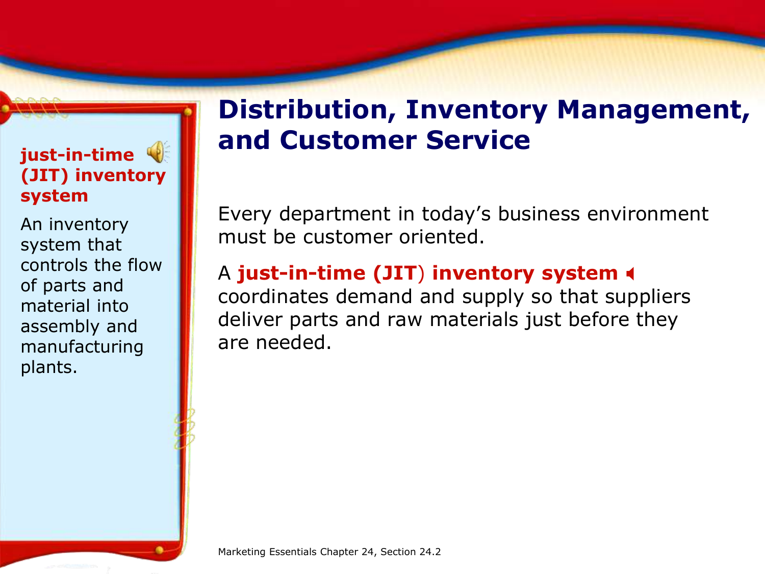# Distribution, Inventory Management, and Customer Service

**just-in-time (JIT) inventory system**

An inventory system that controls the flow of parts and material into assembly and manufacturing plants.

Every department in today's business environment must be customer oriented.

A **just-in-time (JIT) inventory system** coordinates demand and supply so that suppliers deliver parts and raw materials just before they are needed.

Marketing Essentials Chapter 24, Section 24.2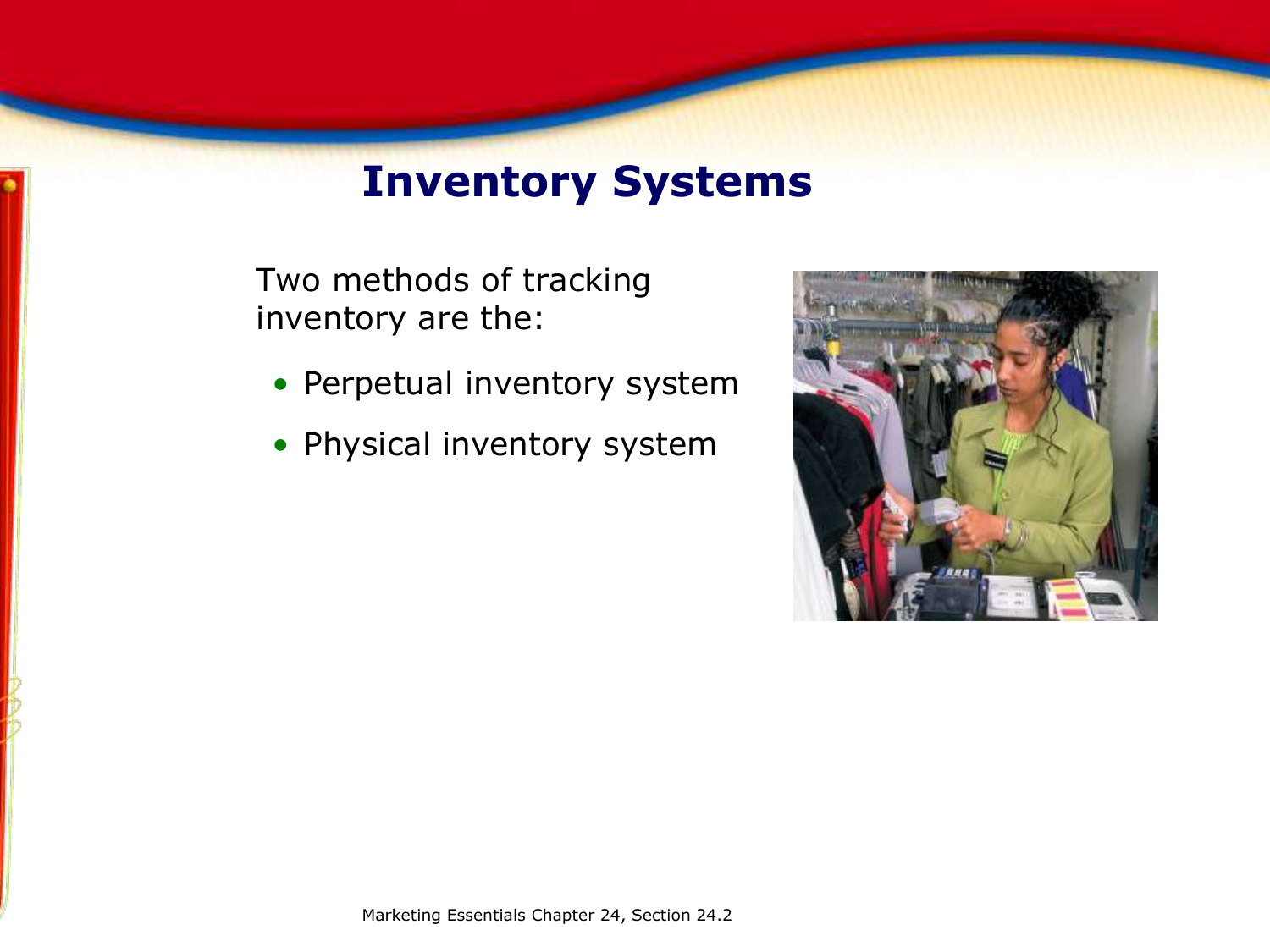# Inventory Systems

Two methods of tracking inventory are the:

- Perpetual inventory system
- Physical inventory system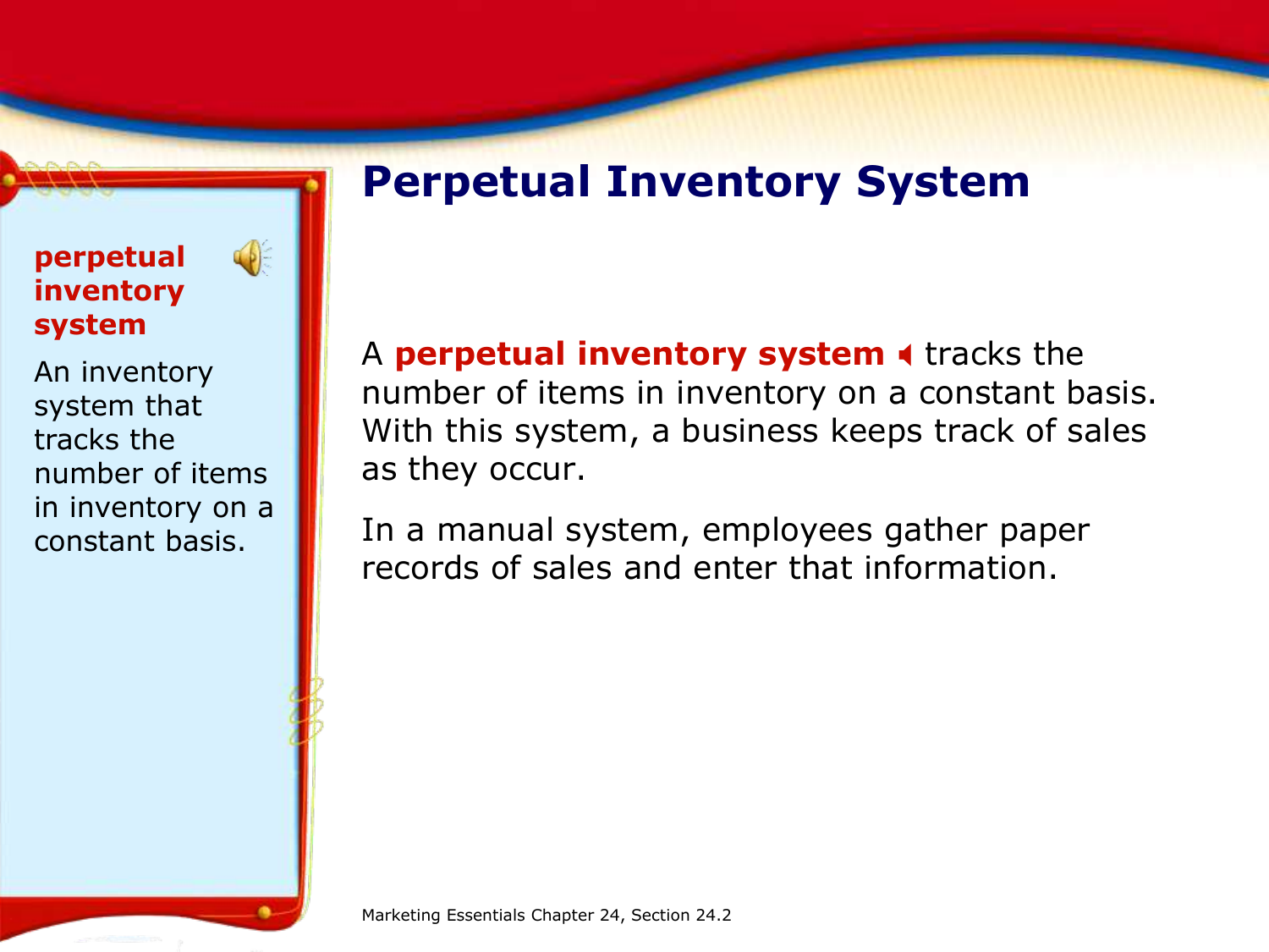# Perpetual Inventory System

**perpetual inventory system**

An inventory system that tracks the number of items in inventory on a constant basis.

A **perpetual inventory system** tracks the number of items in inventory on a constant basis. With this system, a business keeps track of sales as they occur.

In a manual system, employees gather paper records of sales and enter that information.

Marketing Essentials Chapter 24, Section 24.2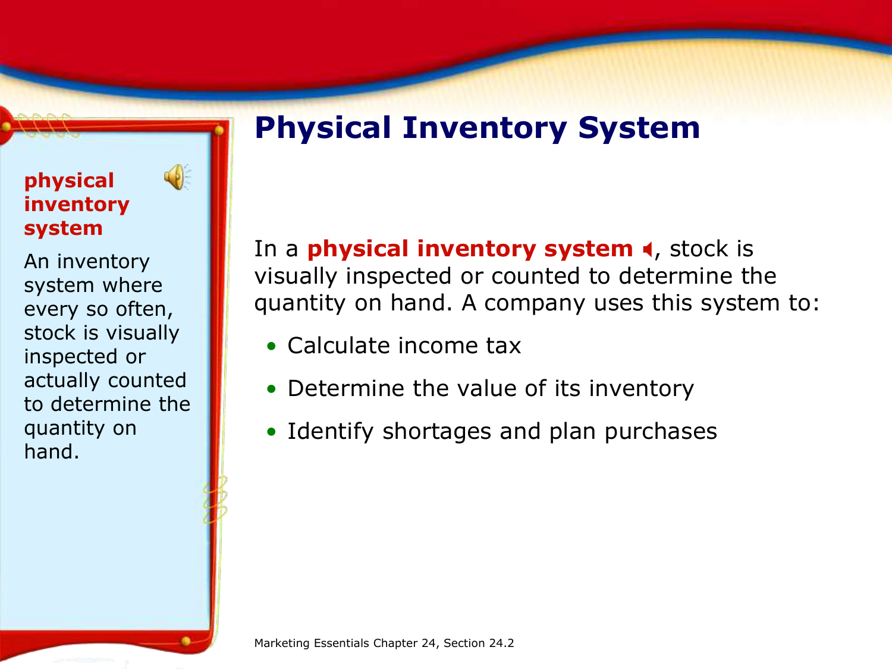# Physical Inventory System

**physical inventory system**

An inventory system where every so often, stock is visually inspected or actually counted to determine the quantity on hand.

In a **physical inventory system**, stock is visually inspected or counted to determine the quantity on hand. A company uses this system to:

- Calculate income tax
- Determine the value of its inventory
- Identify shortages and plan purchases

Marketing Essentials Chapter 24, Section 24.2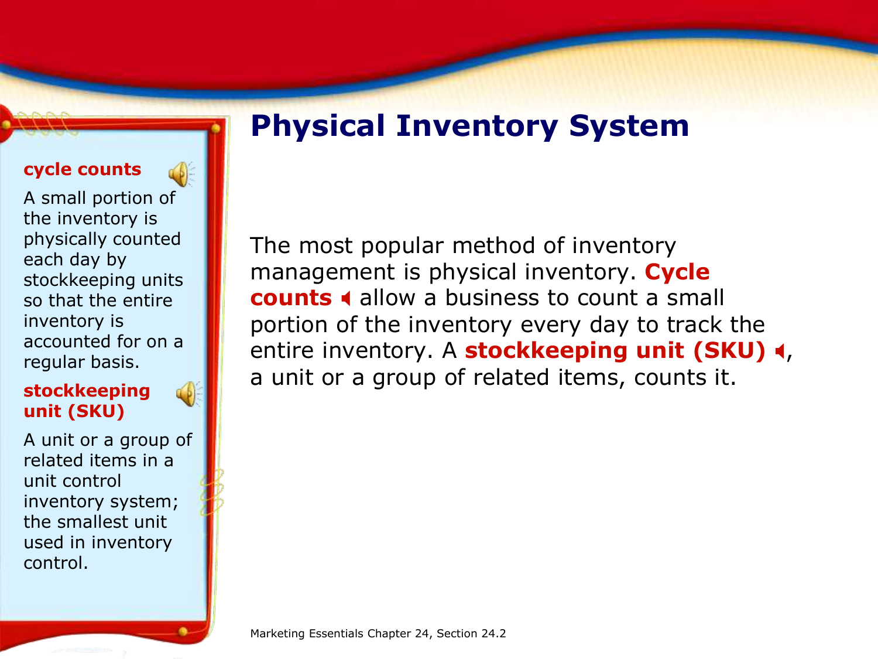# Physical Inventory System

**cycle counts**

A small portion of the inventory is physically counted each day by stockkeeping units so that the entire inventory is accounted for on a regular basis.

**stockkeeping unit (SKU)**

A unit or a group of related items in a unit control inventory system; the smallest unit used in inventory control.

The most popular method of inventory management is physical inventory. **Cycle counts** allow a business to count a small portion of the inventory every day to track the entire inventory. A **stockkeeping unit (SKU)**, a unit or a group of related items, counts it.

Marketing Essentials Chapter 24, Section 24.2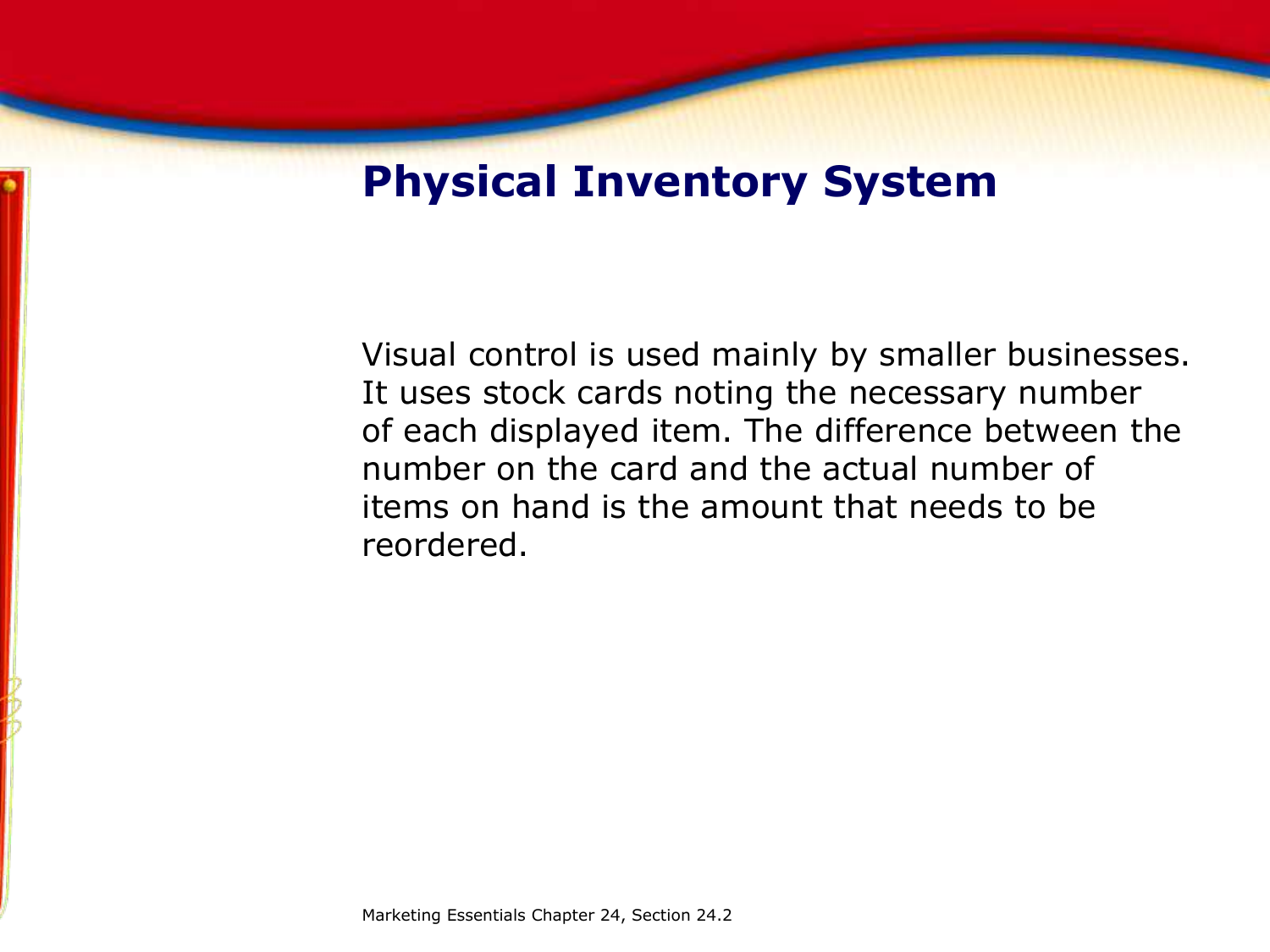# Physical Inventory System

Visual control is used mainly by smaller businesses. It uses stock cards noting the necessary number of each displayed item. The difference between the number on the card and the actual number of items on hand is the amount that needs to be reordered.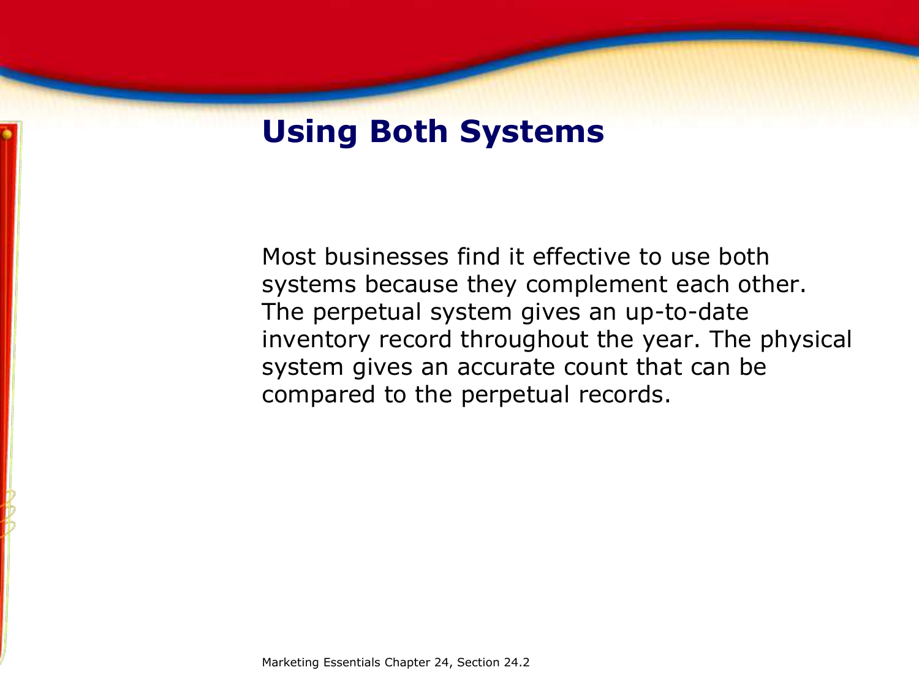## Using Both Systems

Most businesses find it effective to use both systems because they complement each other. The perpetual system gives an up-to-date inventory record throughout the year. The physical system gives an accurate count that can be compared to the perpetual records.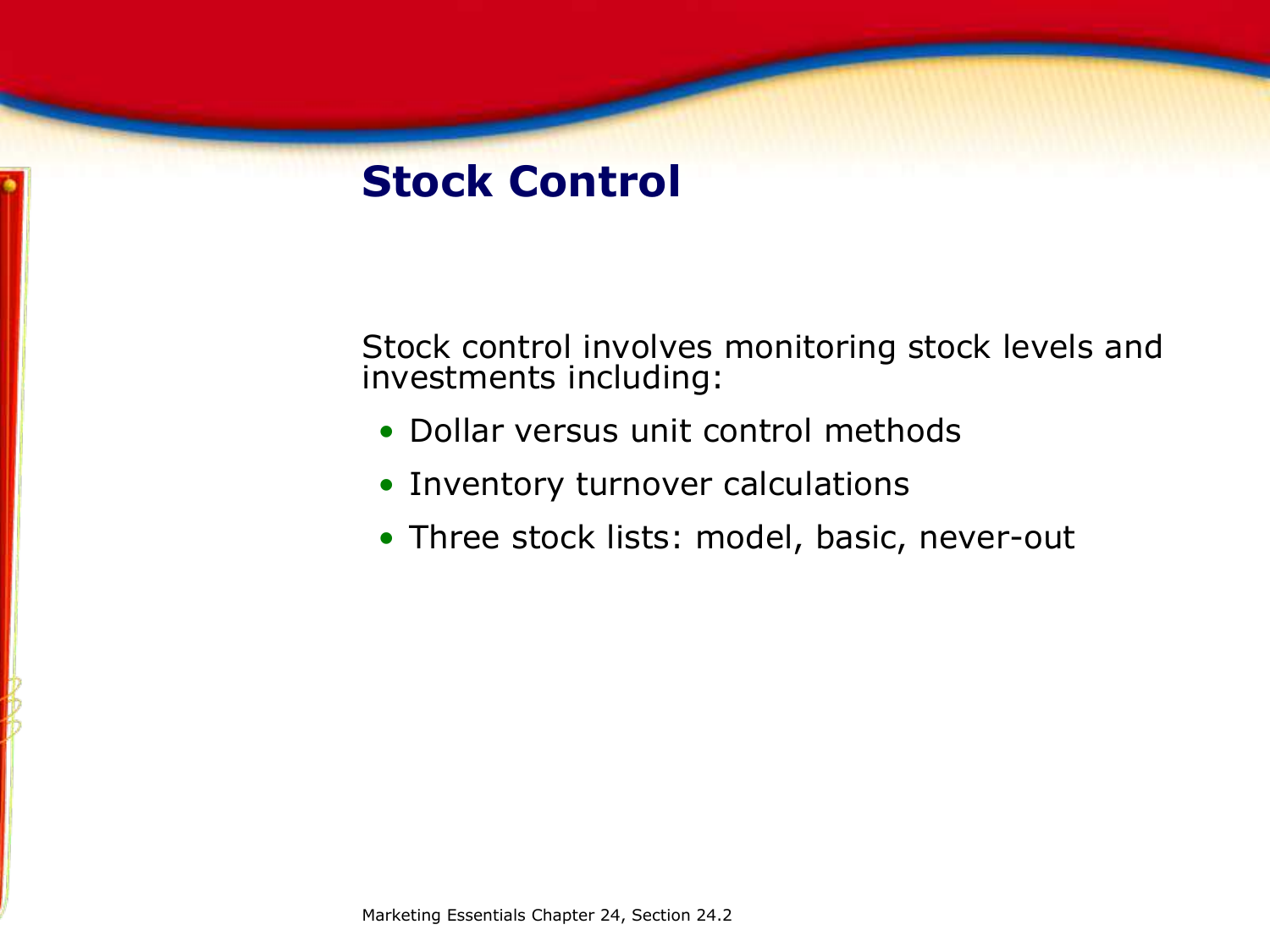# Stock Control

Stock control involves monitoring stock levels and investments including:

- Dollar versus unit control methods
- Inventory turnover calculations
- Three stock lists: model, basic, never-out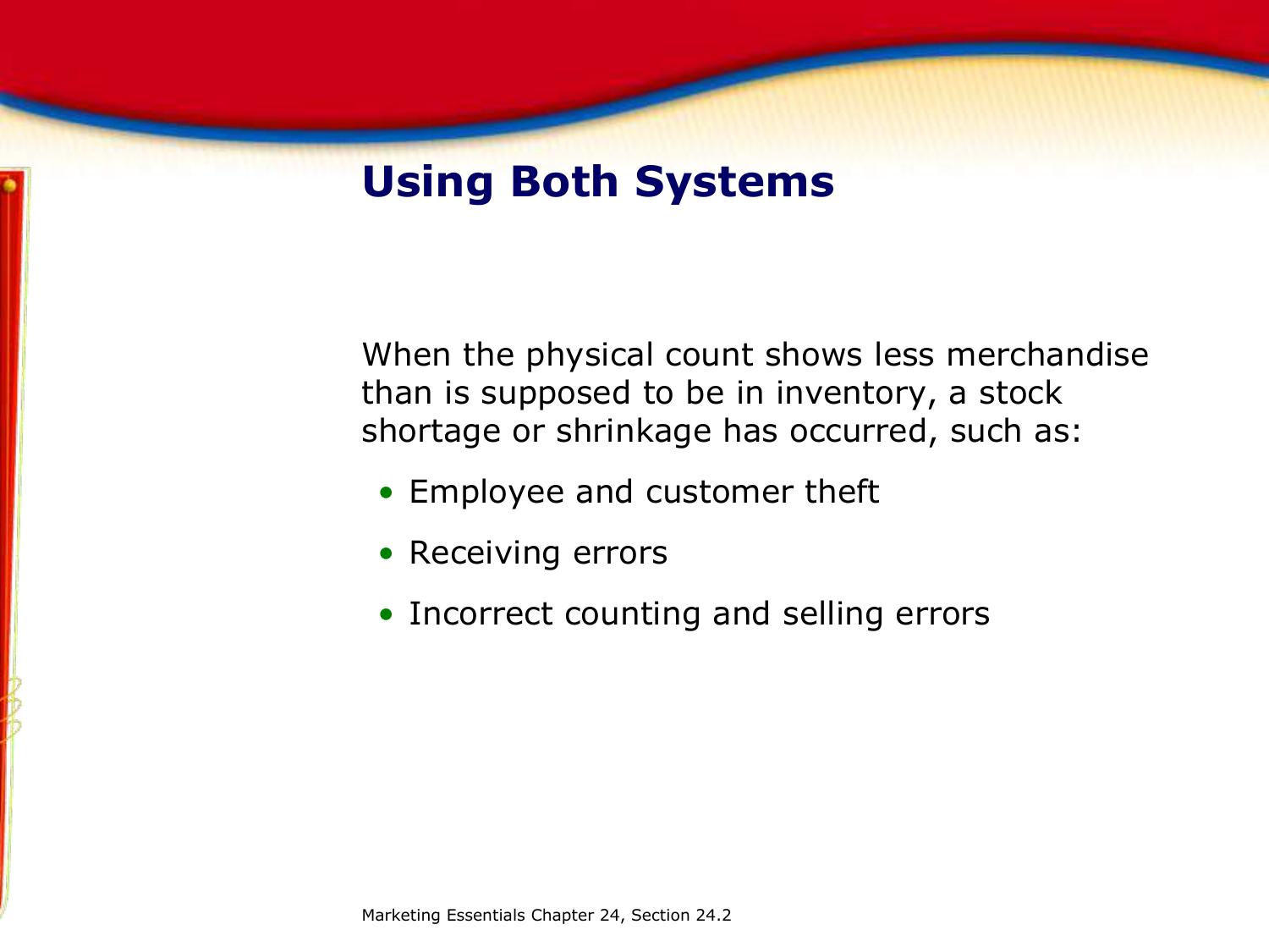# Using Both Systems

When the physical count shows less merchandise than is supposed to be in inventory, a stock shortage or shrinkage has occurred, such as:

- Employee and customer theft
- Receiving errors
- Incorrect counting and selling errors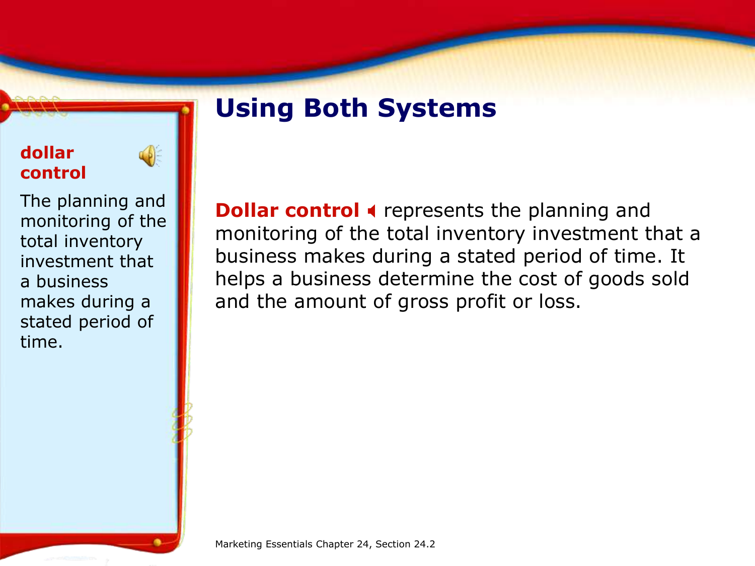**dollar control**

The planning and monitoring of the total inventory investment that a business makes during a stated period of time.

# Using Both Systems

**Dollar control** represents the planning and monitoring of the total inventory investment that a business makes during a stated period of time. It helps a business determine the cost of goods sold and the amount of gross profit or loss.

Marketing Essentials Chapter 24, Section 24.2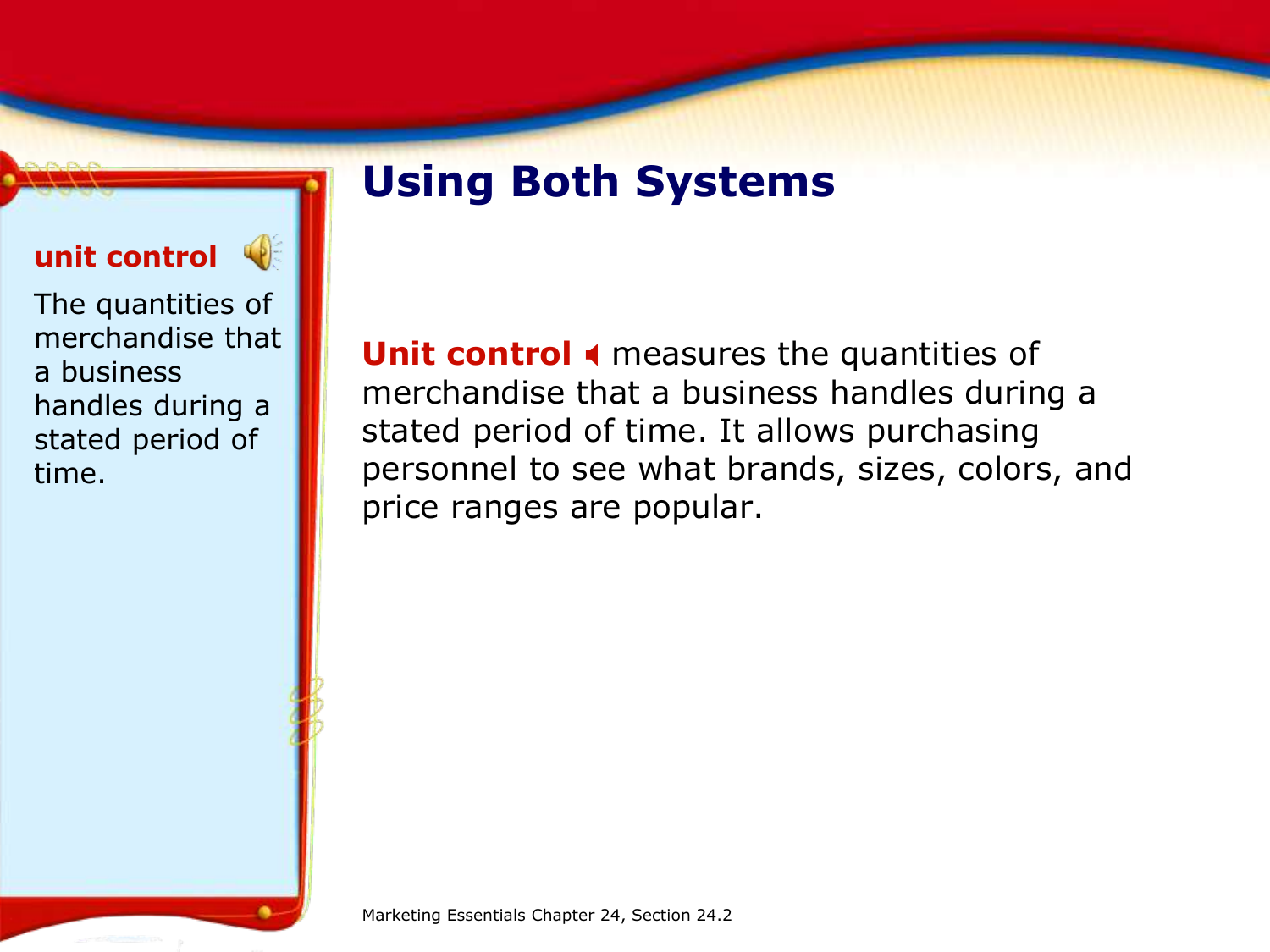**unit control**

The quantities of merchandise that a business handles during a stated period of time.

# Using Both Systems

**Unit control** measures the quantities of merchandise that a business handles during a stated period of time. It allows purchasing personnel to see what brands, sizes, colors, and price ranges are popular.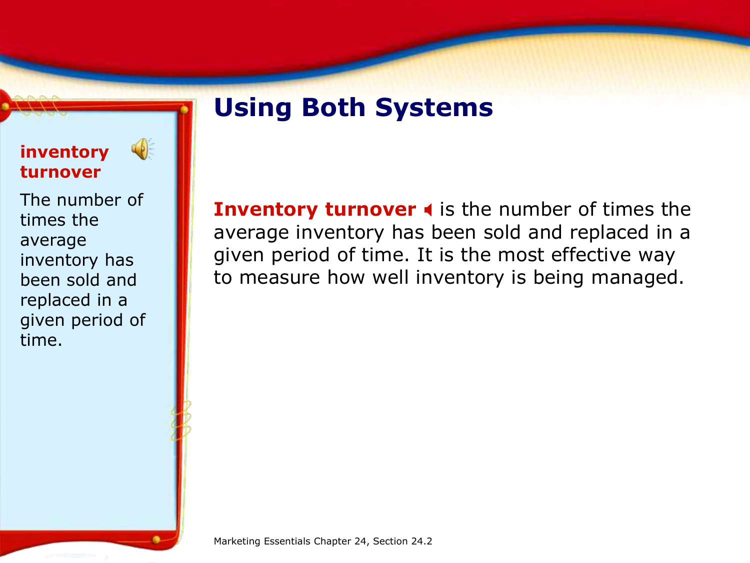**inventory turnover**

The number of times the average inventory has been sold and replaced in a given period of time.

# Using Both Systems

**Inventory turnover** is the number of times the average inventory has been sold and replaced in a given period of time. It is the most effective way to measure how well inventory is being managed.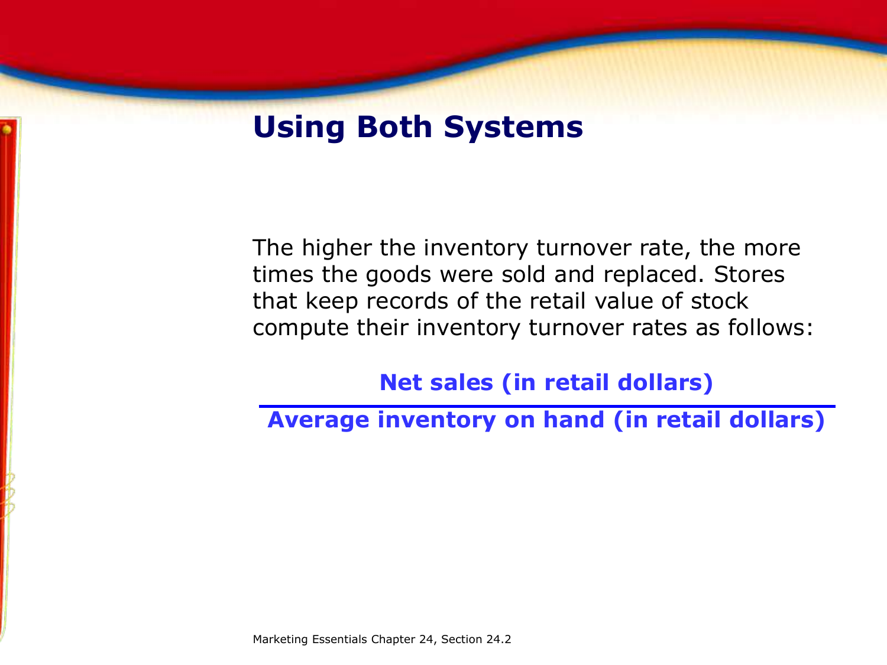## Using Both Systems

The higher the inventory turnover rate, the more times the goods were sold and replaced. Stores that keep records of the retail value of stock compute their inventory turnover rates as follows:

$$\frac{\textbf{Net sales (in retail dollars)}}{\textbf{Average inventory on hand (in retail dollars)}}$$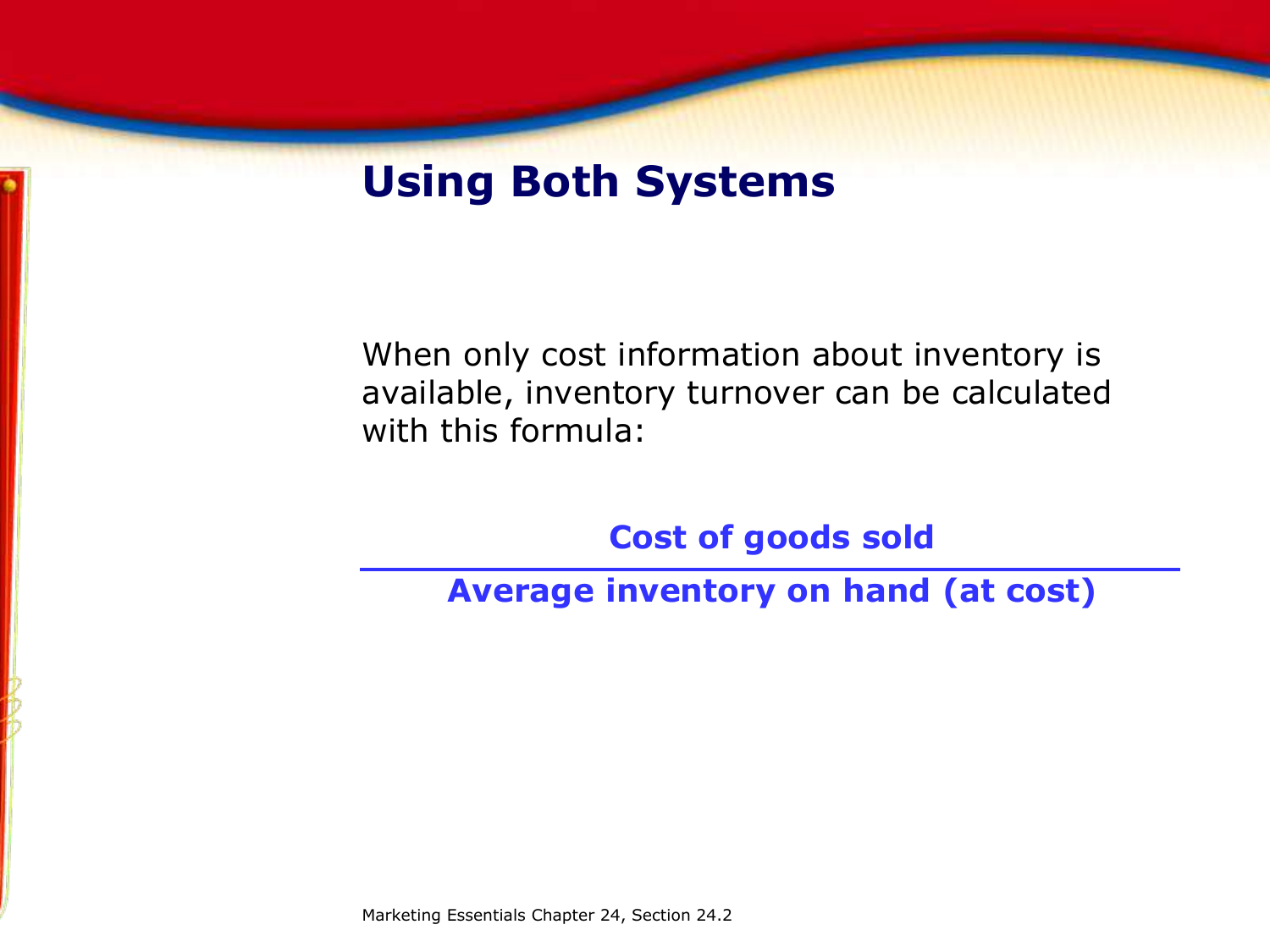## Using Both Systems

When only cost information about inventory is available, inventory turnover can be calculated with this formula:

$$\frac{\textbf{Cost of goods sold}}{\textbf{Average inventory on hand (at cost)}}$$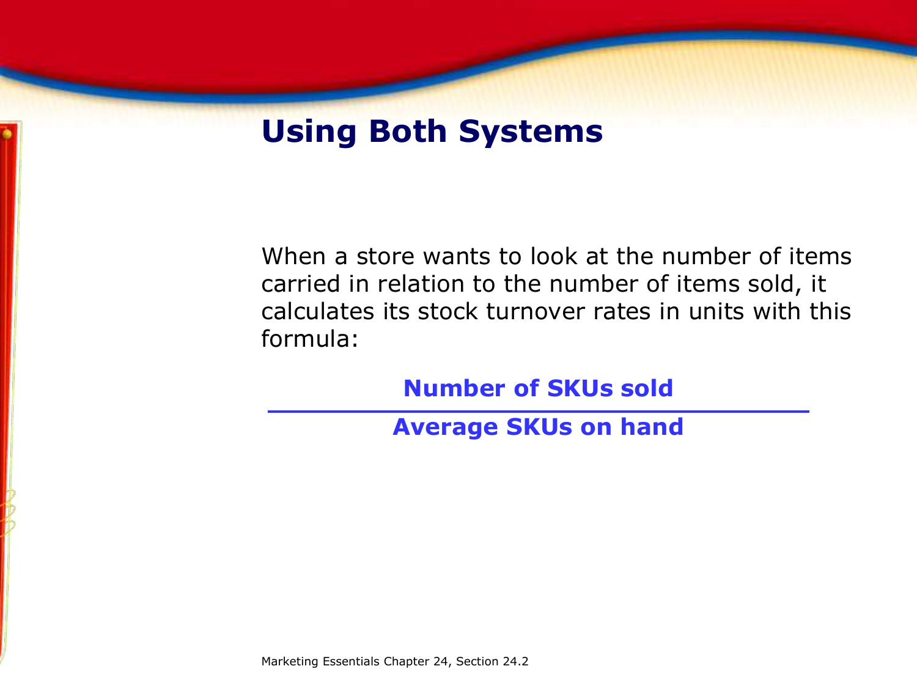# Using Both Systems

When a store wants to look at the number of items carried in relation to the number of items sold, it calculates its stock turnover rates in units with this formula:

$$\frac{\textbf{Number of SKUs sold}}{\textbf{Average SKUs on hand}}$$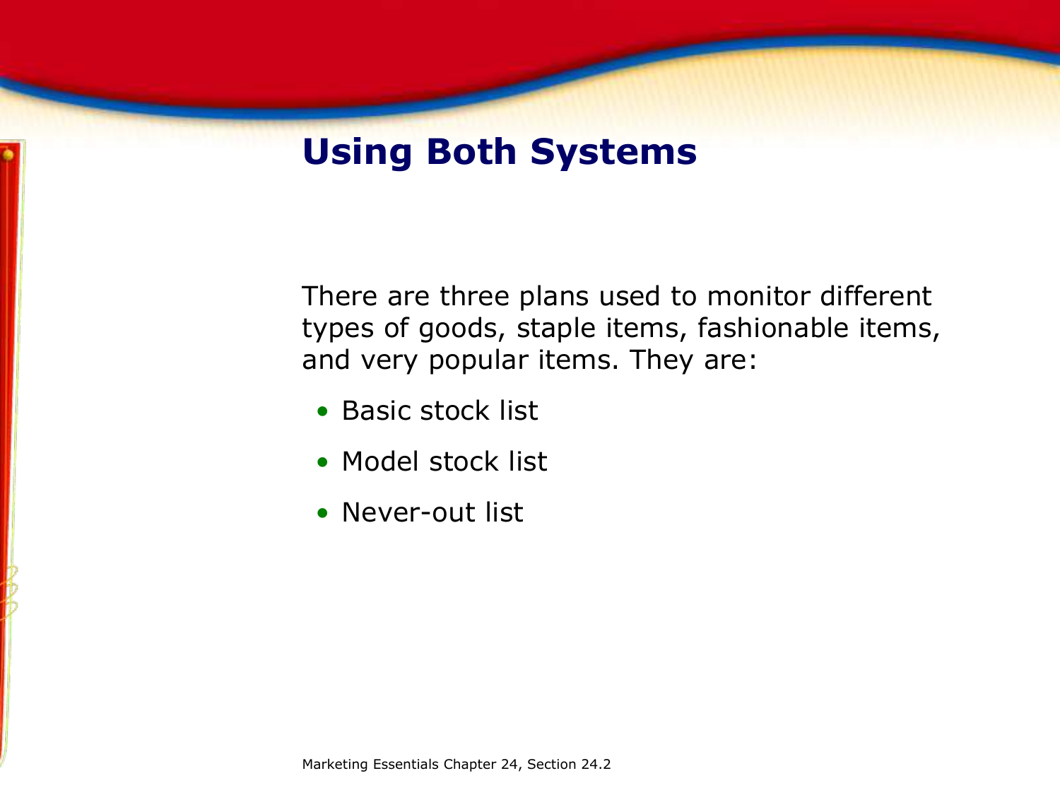# Using Both Systems

There are three plans used to monitor different types of goods, staple items, fashionable items, and very popular items. They are:

- Basic stock list
- Model stock list
- Never-out list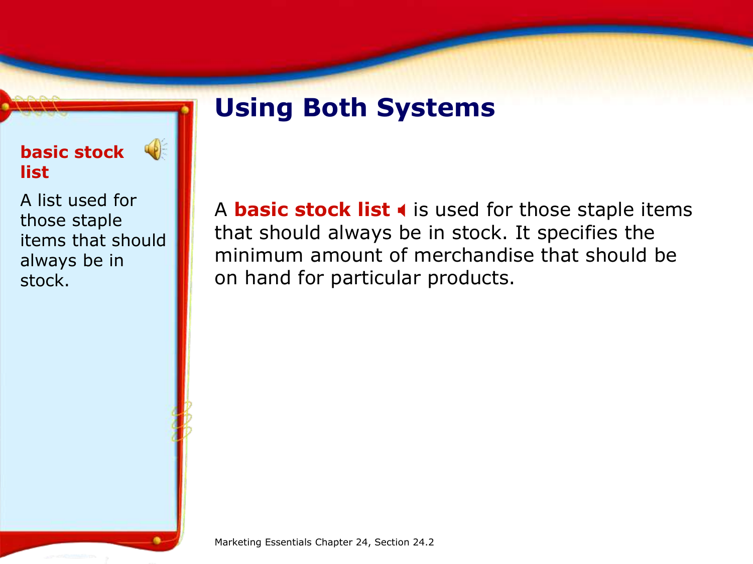**basic stock list**

A list used for those staple items that should always be in stock.

# Using Both Systems

A **basic stock list** is used for those staple items that should always be in stock. It specifies the minimum amount of merchandise that should be on hand for particular products.

Marketing Essentials Chapter 24, Section 24.2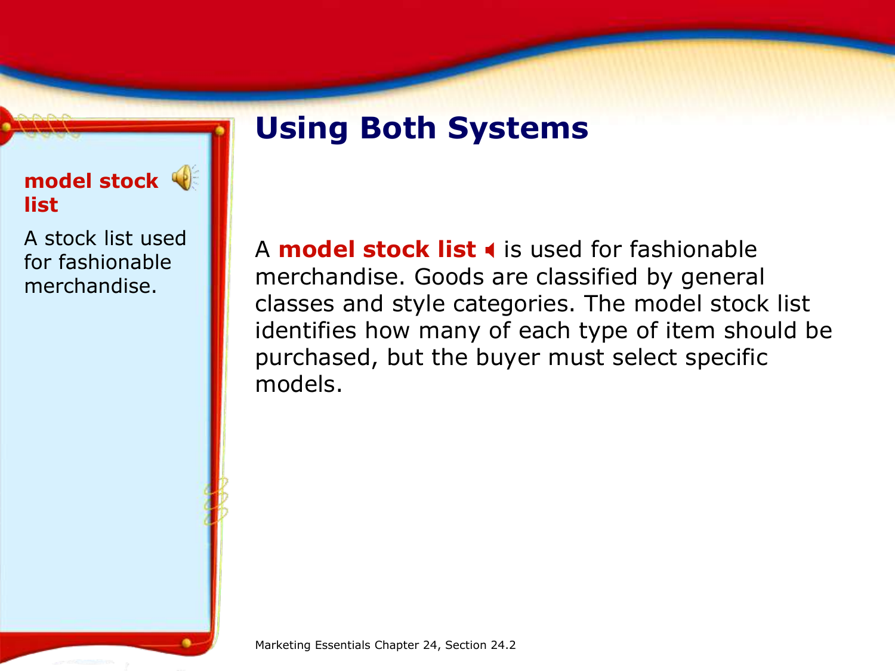**model stock list**

A stock list used for fashionable merchandise.

# Using Both Systems

A **model stock list** is used for fashionable merchandise. Goods are classified by general classes and style categories. The model stock list identifies how many of each type of item should be purchased, but the buyer must select specific models.

Marketing Essentials Chapter 24, Section 24.2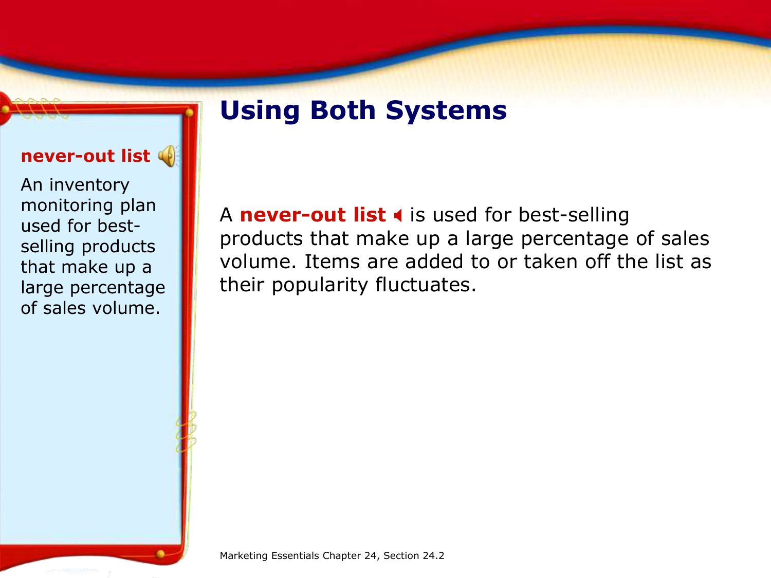**never-out list**

An inventory monitoring plan used for best-selling products that make up a large percentage of sales volume.

# Using Both Systems

A **never-out list** is used for best-selling products that make up a large percentage of sales volume. Items are added to or taken off the list as their popularity fluctuates.

Marketing Essentials Chapter 24, Section 24.2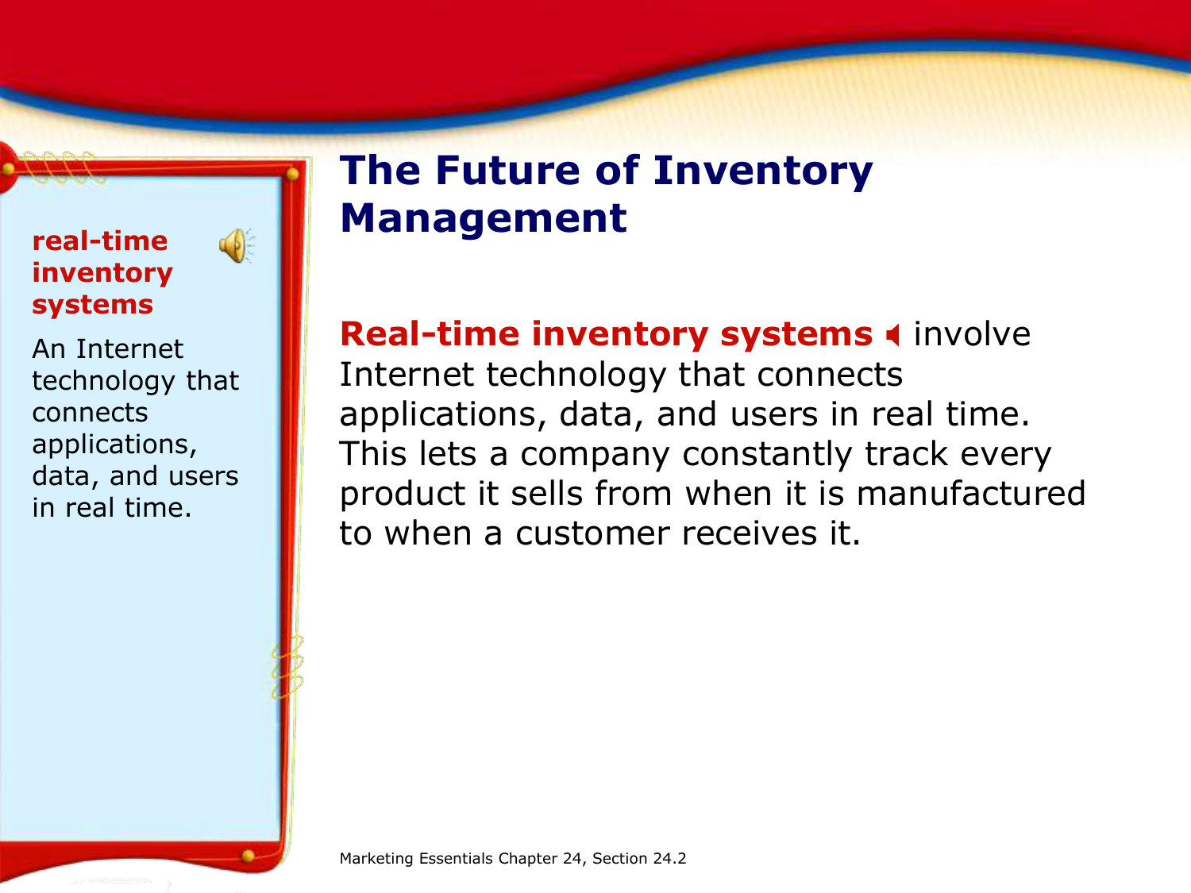**real-time inventory systems**

An Internet technology that connects applications, data, and users in real time.

# The Future of Inventory Management

**Real-time inventory systems** involve Internet technology that connects applications, data, and users in real time. This lets a company constantly track every product it sells from when it is manufactured to when a customer receives it.

Marketing Essentials Chapter 24, Section 24.2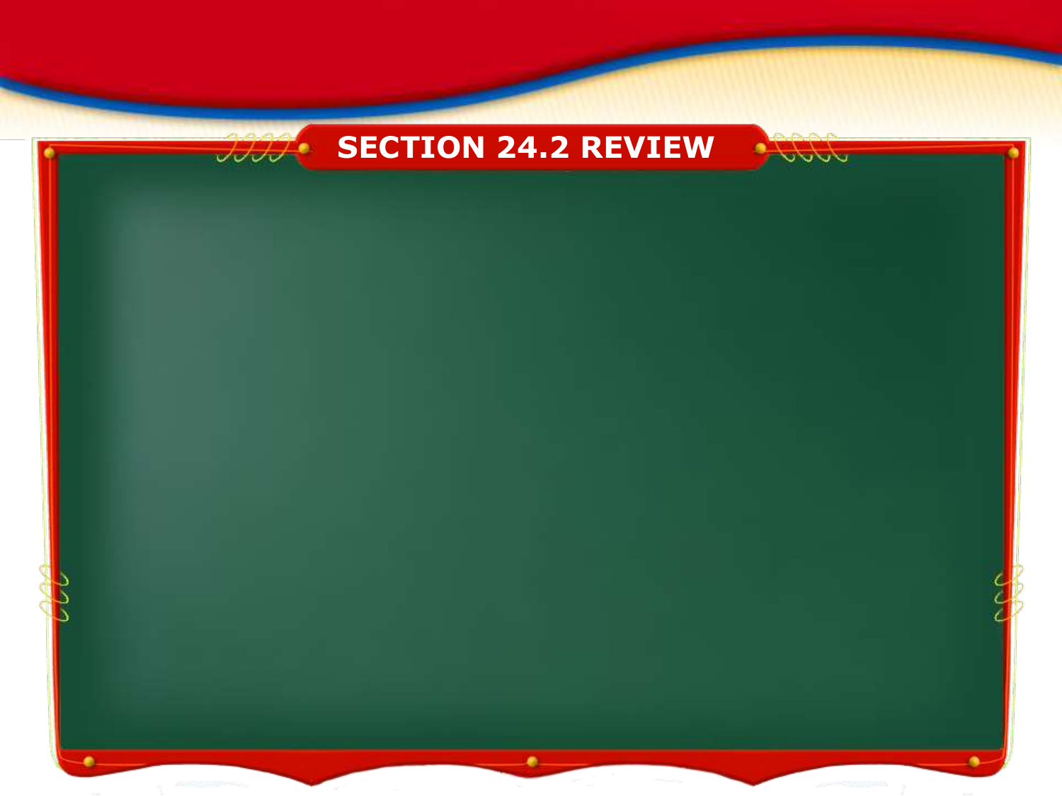# SECTION 24.2 REVIEW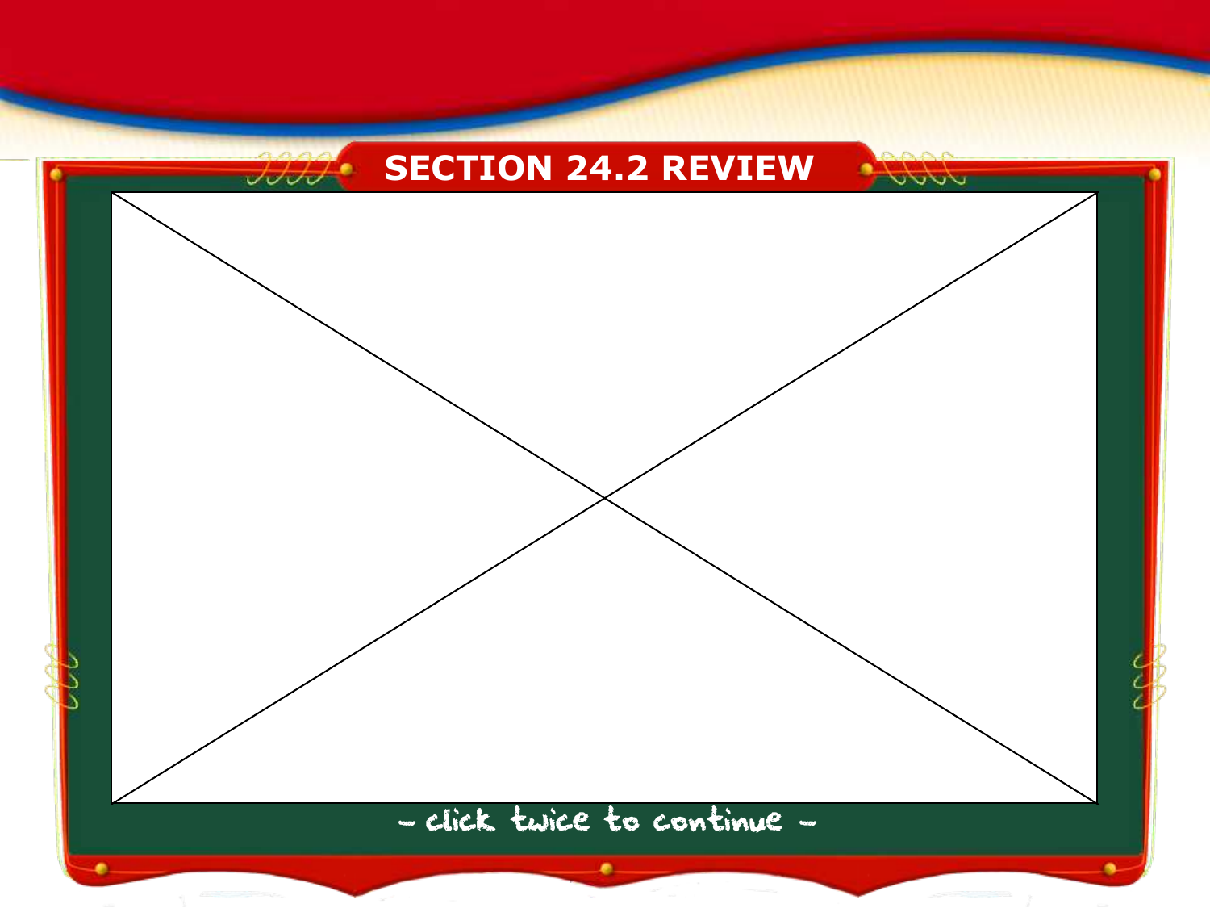## SECTION 24.2 REVIEW

- click twice to continue -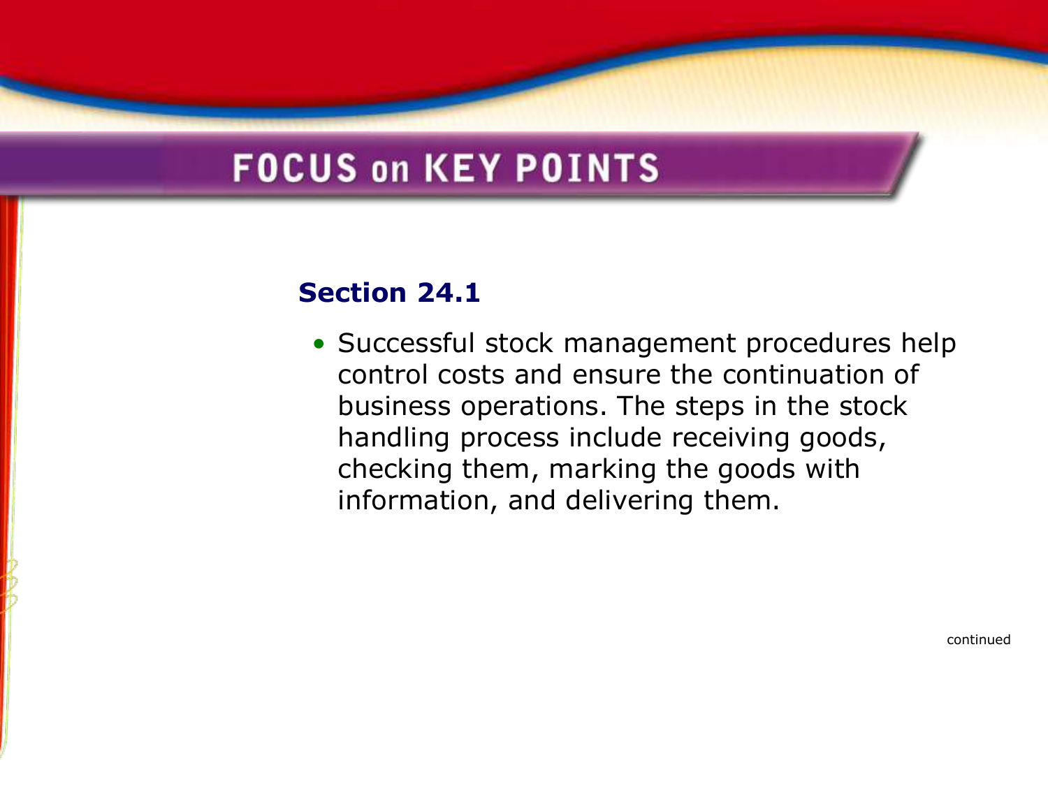# FOCUS on KEY POINTS

## Section 24.1

- Successful stock management procedures help control costs and ensure the continuation of business operations. The steps in the stock handling process include receiving goods, checking them, marking the goods with information, and delivering them.

continued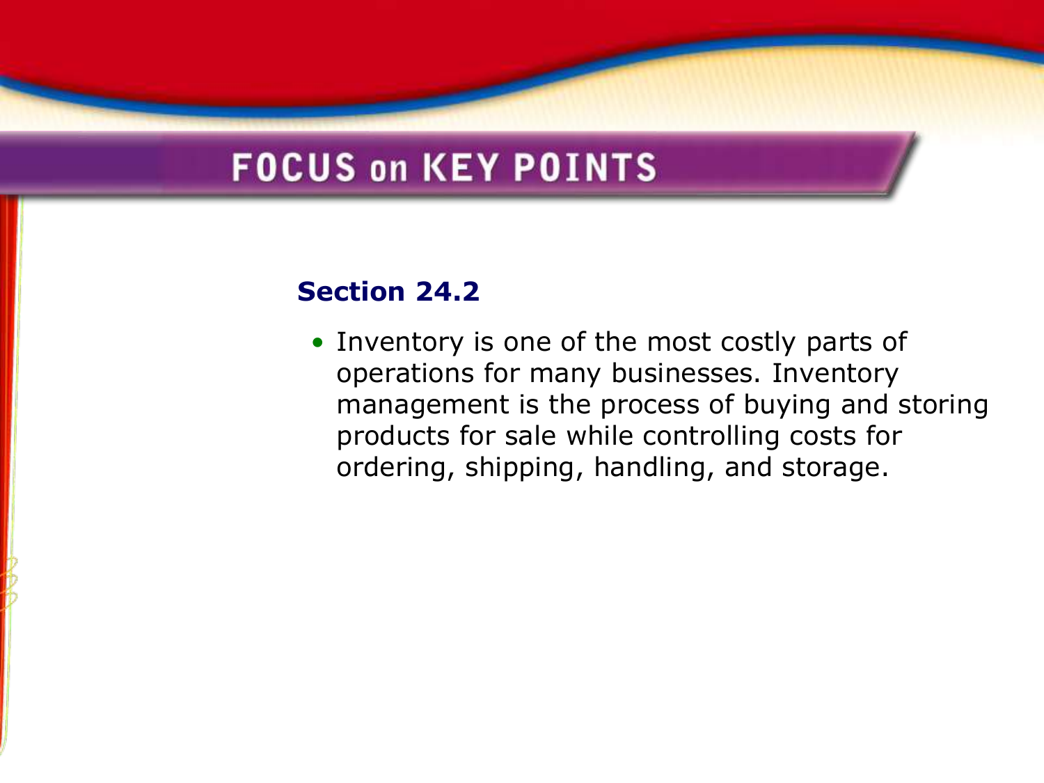# FOCUS on KEY POINTS

## Section 24.2

- Inventory is one of the most costly parts of operations for many businesses. Inventory management is the process of buying and storing products for sale while controlling costs for ordering, shipping, handling, and storage.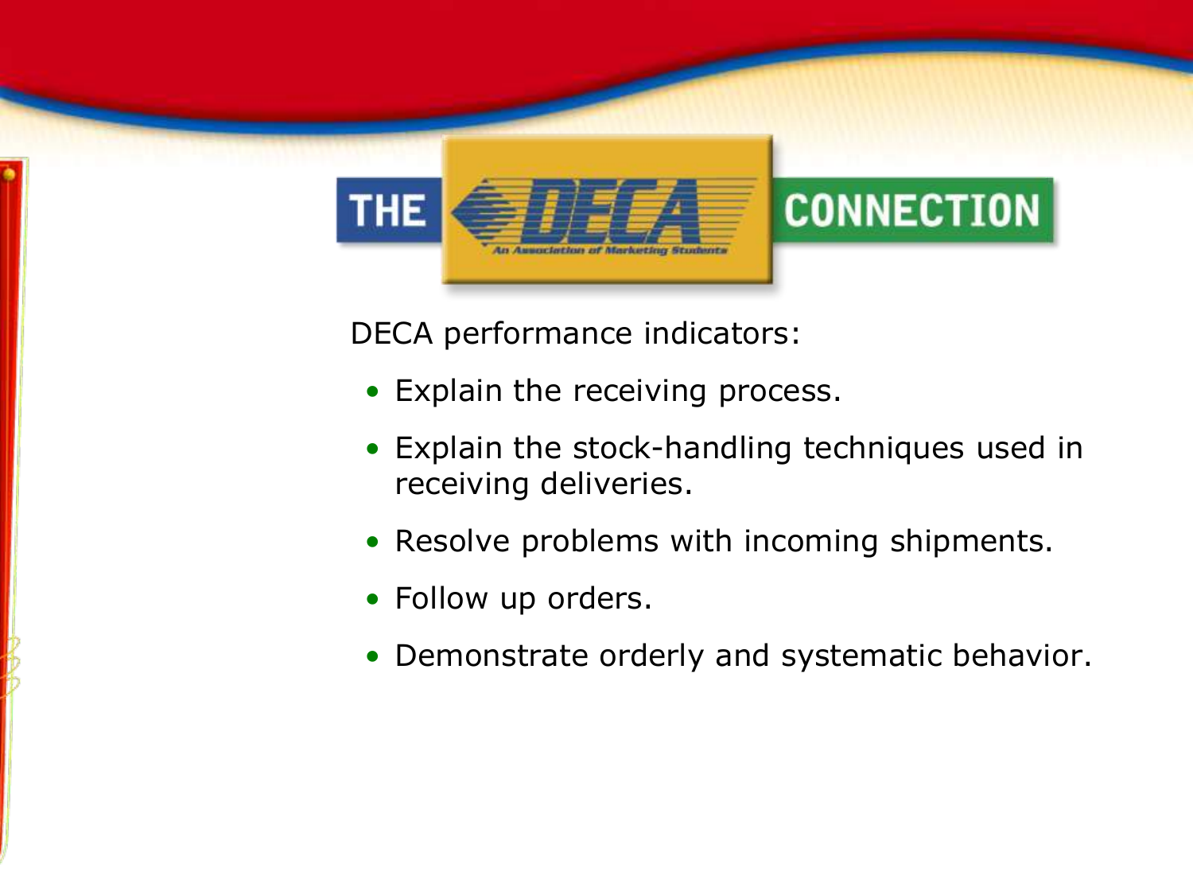THE DECA CONNECTION

An Association of Marketing Students

DECA performance indicators:

- Explain the receiving process.
- Explain the stock-handling techniques used in receiving deliveries.
- Resolve problems with incoming shipments.
- Follow up orders.
- Demonstrate orderly and systematic behavior.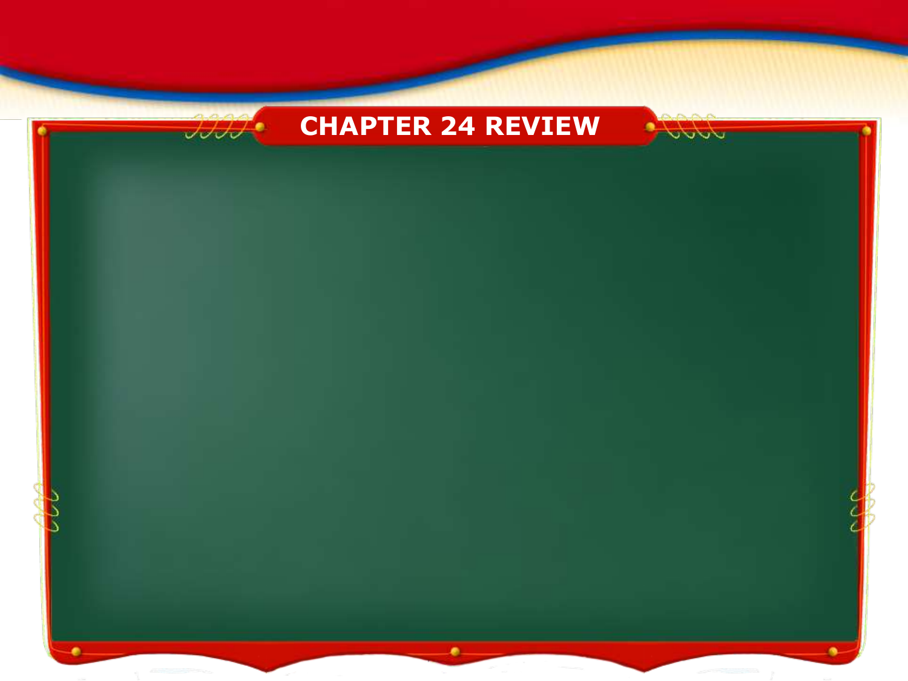# CHAPTER 24 REVIEW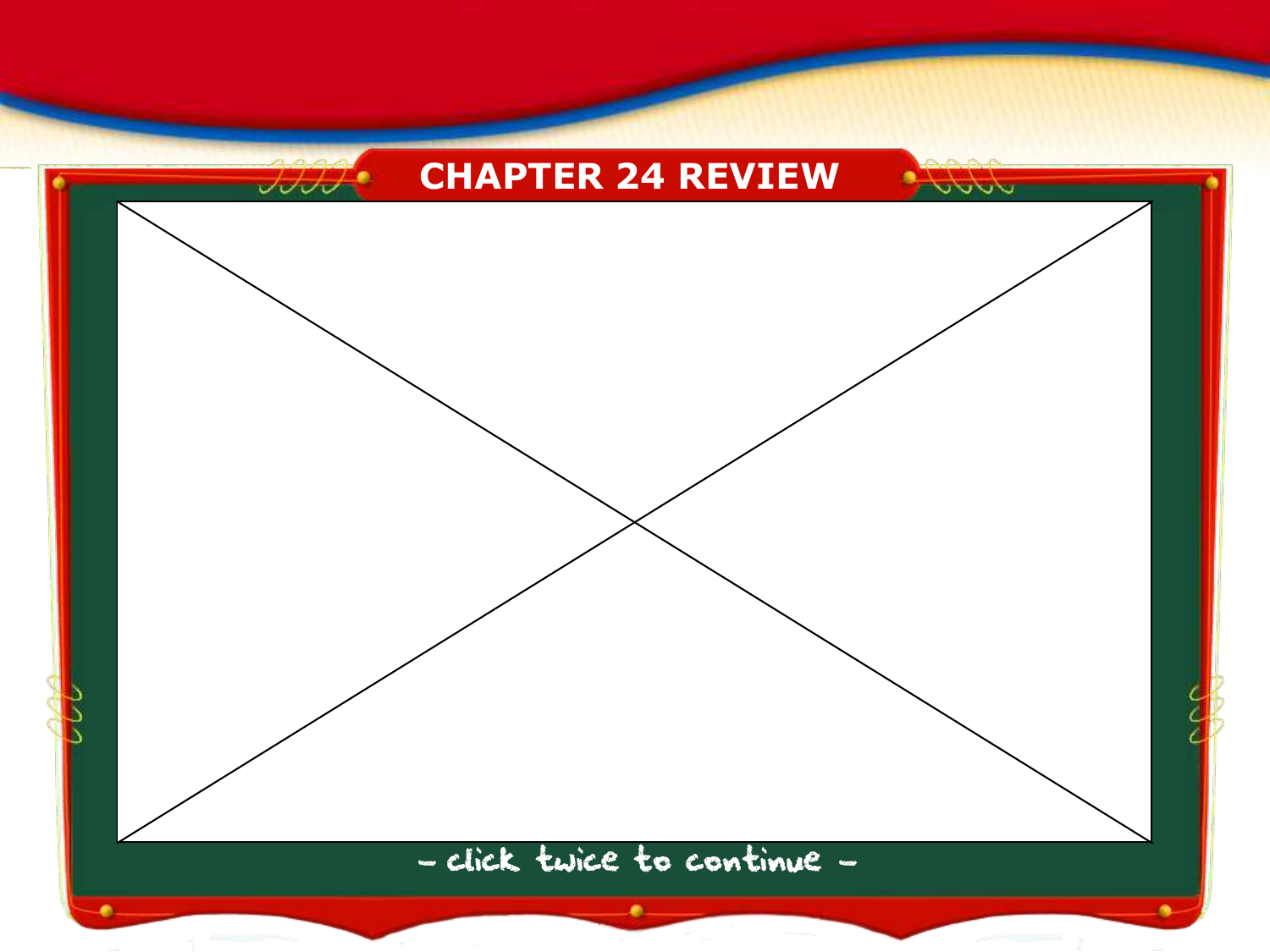# CHAPTER 24 REVIEW

– click twice to continue –